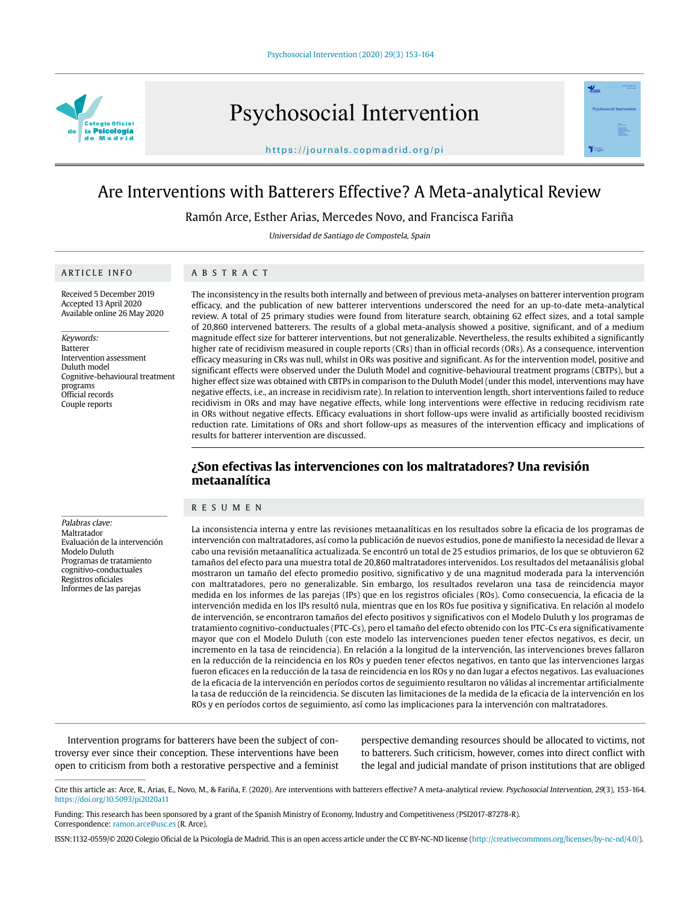# Are Interventions with Batterers Effective? A Meta-analytical Review

Ramón Arce, Esther Arias, Mercedes Novo, and Francisca Fariña

*Universidad de Santiago de Compostela, Spain*

## ARTICLE INFO

Received 5 December 2019
Accepted 13 April 2020
Available online 26 May 2020

*Keywords:*
Batterer
Intervention assessment
Duluth model
Cognitive-behavioural treatment programs
Official records
Couple reports

## ABSTRACT

The inconsistency in the results both internally and between of previous meta-analyses on batterer intervention program efficacy, and the publication of new batterer interventions underscored the need for an up-to-date meta-analytical review. A total of 25 primary studies were found from literature search, obtaining 62 effect sizes, and a total sample of 20,860 intervened batterers. The results of a global meta-analysis showed a positive, significant, and of a medium magnitude effect size for batterer interventions, but not generalizable. Nevertheless, the results exhibited a significantly higher rate of recidivism measured in couple reports (CRs) than in official records (ORs). As a consequence, intervention efficacy measuring in CRs was null, whilst in ORs was positive and significant. As for the intervention model, positive and significant effects were observed under the Duluth Model and cognitive-behavioural treatment programs (CBTPs), but a higher effect size was obtained with CBTPs in comparison to the Duluth Model (under this model, interventions may have negative effects, i.e., an increase in recidivism rate). In relation to intervention length, short interventions failed to reduce recidivism in ORs and may have negative effects, while long interventions were effective in reducing recidivism rate in ORs without negative effects. Efficacy evaluations in short follow-ups were invalid as artificially boosted recidivism reduction rate. Limitations of ORs and short follow-ups as measures of the intervention efficacy and implications of results for batterer intervention are discussed.

## ¿Son efectivas las intervenciones con los maltratadores? Una revisión metaanalítica

*Palabras clave:*
Maltratador
Evaluación de la intervención
Modelo Duluth
Programas de tratamiento cognitivo-conductuales
Registros oficiales
Informes de las parejas

## RESUMEN

La inconsistencia interna y entre las revisiones metaanalíticas en los resultados sobre la eficacia de los programas de intervención con maltratadores, así como la publicación de nuevos estudios, pone de manifiesto la necesidad de llevar a cabo una revisión metaanalítica actualizada. Se encontró un total de 25 estudios primarios, de los que se obtuvieron 62 tamaños del efecto para una muestra total de 20,860 maltratadores intervenidos. Los resultados del metaanálisis global mostraron un tamaño del efecto promedio positivo, significativo y de una magnitud moderada para la intervención con maltratadores, pero no generalizable. Sin embargo, los resultados revelaron una tasa de reincidencia mayor medida en los informes de las parejas (IPs) que en los registros oficiales (ROs). Como consecuencia, la eficacia de la intervención medida en los IPs resultó nula, mientras que en los ROs fue positiva y significativa. En relación al modelo de intervención, se encontraron tamaños del efecto positivos y significativos con el Modelo Duluth y los programas de tratamiento cognitivo-conductuales (PTC-Cs), pero el tamaño del efecto obtenido con los PTC-Cs era significativamente mayor que con el Modelo Duluth (con este modelo las intervenciones pueden tener efectos negativos, es decir, un incremento en la tasa de reincidencia). En relación a la longitud de la intervención, las intervenciones breves fallaron en la reducción de la reincidencia en los ROs y pueden tener efectos negativos, en tanto que las intervenciones largas fueron eficaces en la reducción de la tasa de reincidencia en los ROs y no dan lugar a efectos negativos. Las evaluaciones de la eficacia de la intervención en períodos cortos de seguimiento resultaron no válidas al incrementar artificialmente la tasa de reducción de la reincidencia. Se discuten las limitaciones de la medida de la eficacia de la intervención en los ROs y en períodos cortos de seguimiento, así como las implicaciones para la intervención con maltratadores.

Intervention programs for batterers have been the subject of controversy ever since their conception. These interventions have been open to criticism from both a restorative perspective and a feminist perspective demanding resources should be allocated to victims, not to batterers. Such criticism, however, comes into direct conflict with the legal and judicial mandate of prison institutions that are obliged

Cite this article as: Arce, R., Arias, E., Novo, M., & Fariña, F. (2020). Are interventions with batterers effective? A meta-analytical review. *Psychosocial Intervention*, *29*(3), 153-164. https://doi.org/10.5093/pi2020a11

Funding: This research has been sponsored by a grant of the Spanish Ministry of Economy, Industry and Competitiveness (PSI2017-87278-R).
Correspondence: ramon.arce@usc.es (R. Arce).

ISSN:1132-0559/© 2020 Colegio Oficial de la Psicología de Madrid. This is an open access article under the CC BY-NC-ND license (http://creativecommons.org/licenses/by-nc-nd/4.0/).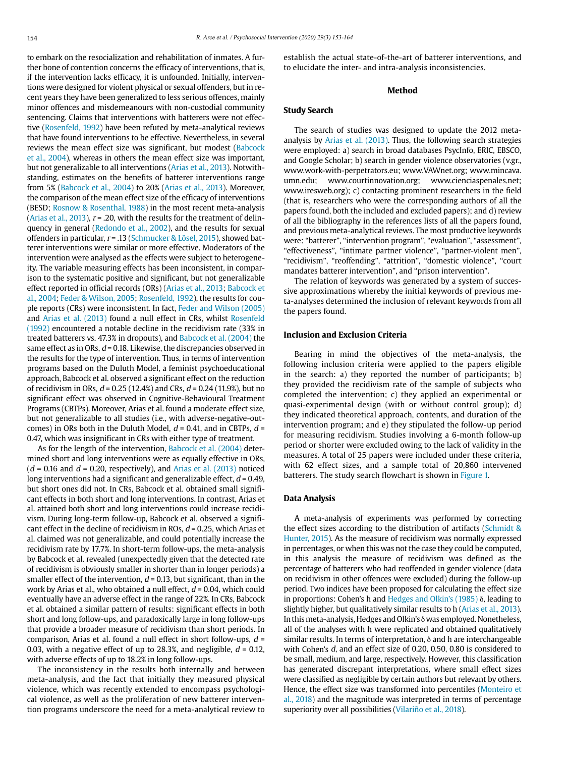to embark on the resocialization and rehabilitation of inmates. A further bone of contention concerns the efficacy of interventions, that is, if the intervention lacks efficacy, it is unfounded. Initially, interventions were designed for violent physical or sexual offenders, but in recent years they have been generalized to less serious offences, mainly minor offences and misdemeanours with non-custodial community sentencing. Claims that interventions with batterers were not effective (Rosenfeld, 1992) have been refuted by meta-analytical reviews that have found interventions to be effective. Nevertheless, in several reviews the mean effect size was significant, but modest (Babcock et al., 2004), whereas in others the mean effect size was important, but not generalizable to all interventions (Arias et al., 2013). Notwithstanding, estimates on the benefits of batterer interventions range from 5% (Babcock et al., 2004) to 20% (Arias et al., 2013). Moreover, the comparison of the mean effect size of the efficacy of interventions (BESD; Rosnow & Rosenthal, 1988) in the most recent meta-analysis (Arias et al., 2013), $r = .20$, with the results for the treatment of delinquency in general (Redondo et al., 2002), and the results for sexual offenders in particular, $r = .13$ (Schmucker & Lösel, 2015), showed batterer interventions were similar or more effective. Moderators of the intervention were analysed as the effects were subject to heterogeneity. The variable measuring effects has been inconsistent, in comparison to the systematic positive and significant, but not generalizable effect reported in official records (ORs) (Arias et al., 2013; Babcock et al., 2004; Feder & Wilson, 2005; Rosenfeld, 1992), the results for couple reports (CRs) were inconsistent. In fact, Feder and Wilson (2005) and Arias et al. (2013) found a null effect in CRs, whilst Rosenfeld (1992) encountered a notable decline in the recidivism rate (33% in treated batterers vs. 47.3% in dropouts), and Babcock et al. (2004) the same effect as in ORs, $d = 0.18$. Likewise, the discrepancies observed in the results for the type of intervention. Thus, in terms of intervention programs based on the Duluth Model, a feminist psychoeducational approach, Babcock et al. observed a significant effect on the reduction of recidivism in ORs, $d = 0.25$ (12.4%) and CRs, $d = 0.24$ (11.9%), but no significant effect was observed in Cognitive-Behavioural Treatment Programs (CBTPs). Moreover, Arias et al. found a moderate effect size, but not generalizable to all studies (i.e., with adverse-negative-outcomes) in ORs both in the Duluth Model, $d = 0.41$, and in CBTPs, $d = 0.47$, which was insignificant in CRs with either type of treatment.

As for the length of the intervention, Babcock et al. (2004) determined short and long interventions were as equally effective in ORs, ($d = 0.16$ and $d = 0.20$, respectively), and Arias et al. (2013) noticed long interventions had a significant and generalizable effect, $d = 0.49$, but short ones did not. In CRs, Babcock et al. obtained small significant effects in both short and long interventions. In contrast, Arias et al. attained both short and long interventions could increase recidivism. During long-term follow-up, Babcock et al. observed a significant effect in the decline of recidivism in ROs, $d = 0.25$, which Arias et al. claimed was not generalizable, and could potentially increase the recidivism rate by 17.7%. In short-term follow-ups, the meta-analysis by Babcock et al. revealed (unexpectedly given that the detected rate of recidivism is obviously smaller in shorter than in longer periods) a smaller effect of the intervention, $d = 0.13$, but significant, than in the work by Arias et al., who obtained a null effect, $d = 0.04$, which could eventually have an adverse effect in the range of 22%. In CRs, Babcock et al. obtained a similar pattern of results: significant effects in both short and long follow-ups, and paradoxically large in long follow-ups that provide a broader measure of recidivism than short periods. In comparison, Arias et al. found a null effect in short follow-ups, $d = 0.03$, with a negative effect of up to 28.3%, and negligible, $d = 0.12$, with adverse effects of up to 18.2% in long follow-ups.

The inconsistency in the results both internally and between meta-analysis, and the fact that initially they measured physical violence, which was recently extended to encompass psychological violence, as well as the proliferation of new batterer intervention programs underscore the need for a meta-analytical review to establish the actual state-of-the-art of batterer interventions, and to elucidate the inter- and intra-analysis inconsistencies.

## Method

### Study Search

The search of studies was designed to update the 2012 meta-analysis by Arias et al. (2013). Thus, the following search strategies were employed: a) search in broad databases PsycInfo, ERIC, EBSCO, and Google Scholar; b) search in gender violence observatories (v.gr., www.work-with-perpetrators.eu; www.VAWnet.org; www.mincava.umn.edu; www.courtinnovation.org; www.cienciaspenales.net; www.iresweb.org); c) contacting prominent researchers in the field (that is, researchers who were the corresponding authors of all the papers found, both the included and excluded papers); and d) review of all the bibliography in the references lists of all the papers found, and previous meta-analytical reviews. The most productive keywords were: "batterer", "intervention program", "evaluation", "assessment", "effectiveness", "intimate partner violence", "partner-violent men", "recidivism", "reoffending", "attrition", "domestic violence", "court mandates batterer intervention", and "prison intervention".

The relation of keywords was generated by a system of successive approximations whereby the initial keywords of previous meta-analyses determined the inclusion of relevant keywords from all the papers found.

### Inclusion and Exclusion Criteria

Bearing in mind the objectives of the meta-analysis, the following inclusion criteria were applied to the papers eligible in the search: a) they reported the number of participants; b) they provided the recidivism rate of the sample of subjects who completed the intervention; c) they applied an experimental or quasi-experimental design (with or without control group); d) they indicated theoretical approach, contents, and duration of the intervention program; and e) they stipulated the follow-up period for measuring recidivism. Studies involving a 6-month follow-up period or shorter were excluded owing to the lack of validity in the measures. A total of 25 papers were included under these criteria, with 62 effect sizes, and a sample total of 20,860 intervened batterers. The study search flowchart is shown in Figure 1.

### Data Analysis

A meta-analysis of experiments was performed by correcting the effect sizes according to the distribution of artifacts (Schmidt & Hunter, 2015). As the measure of recidivism was normally expressed in percentages, or when this was not the case they could be computed, in this analysis the measure of recidivism was defined as the percentage of batterers who had reoffended in gender violence (data on recidivism in other offences were excluded) during the follow-up period. Two indices have been proposed for calculating the effect size in proportions: Cohen's h and Hedges and Olkin's (1985) $\delta$, leading to slightly higher, but qualitatively similar results to h (Arias et al., 2013). In this meta-analysis, Hedges and Olkin's $\delta$ was employed. Nonetheless, all of the analyses with h were replicated and obtained qualitatively similar results. In terms of interpretation, $\delta$ and h are interchangeable with Cohen's $d$, and an effect size of 0.20, 0.50, 0.80 is considered to be small, medium, and large, respectively. However, this classification has generated discrepant interpretations, where small effect sizes were classified as negligible by certain authors but relevant by others. Hence, the effect size was transformed into percentiles (Monteiro et al., 2018) and the magnitude was interpreted in terms of percentage superiority over all possibilities (Vilariño et al., 2018).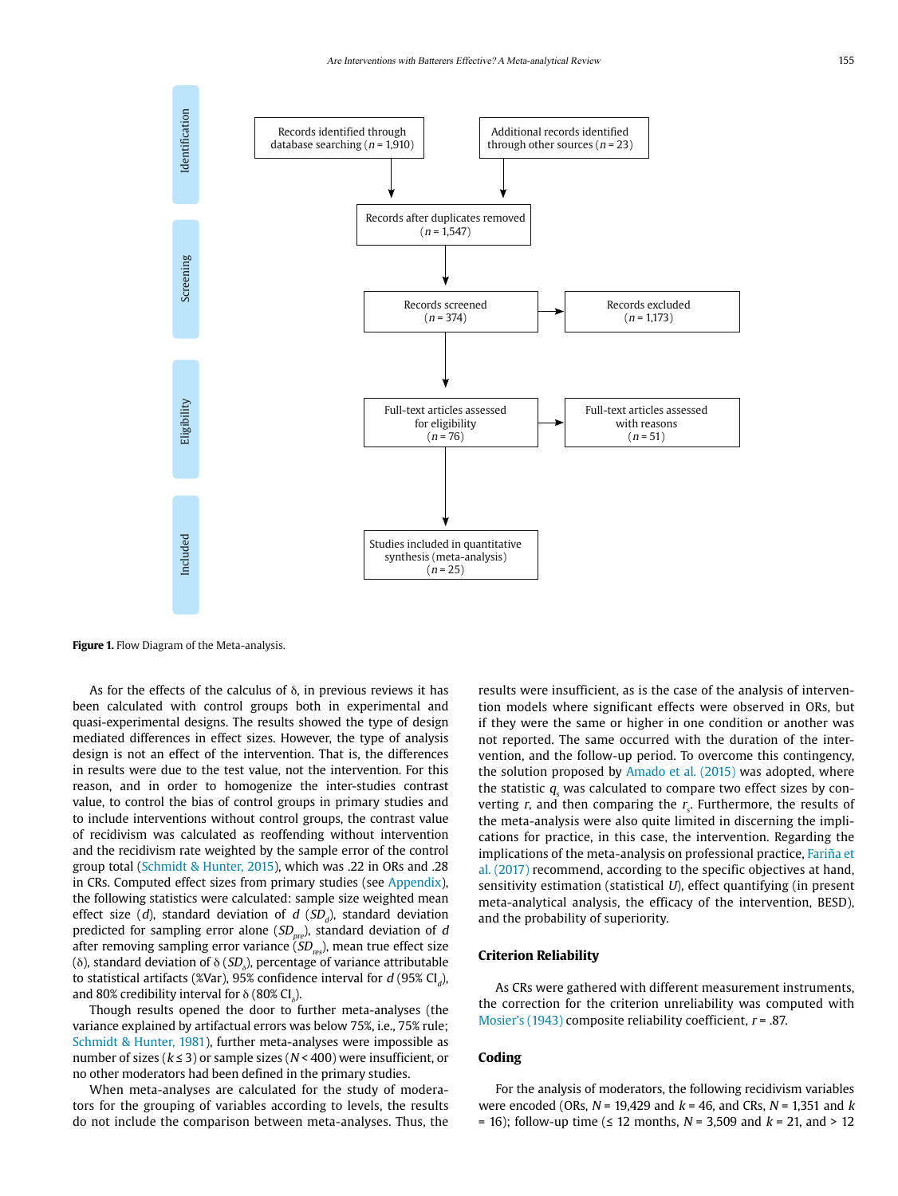Identification

Records identified through database searching ($n$ = 1,910)

Additional records identified through other sources ($n$ = 23)

Screening

Records after duplicates removed ($n$ = 1,547)

Records screened ($n$ = 374)

Records excluded ($n$ = 1,173)

Eligibility

Full-text articles assessed for eligibility ($n$ = 76)

Full-text articles assessed with reasons ($n$ = 51)

Included

Studies included in quantitative synthesis (meta-analysis) ($n$ = 25)

**Figure 1.** Flow Diagram of the Meta-analysis.

As for the effects of the calculus of δ, in previous reviews it has been calculated with control groups both in experimental and quasi-experimental designs. The results showed the type of design mediated differences in effect sizes. However, the type of analysis design is not an effect of the intervention. That is, the differences in results were due to the test value, not the intervention. For this reason, and in order to homogenize the inter-studies contrast value, to control the bias of control groups in primary studies and to include interventions without control groups, the contrast value of recidivism was calculated as reoffending without intervention and the recidivism rate weighted by the sample error of the control group total (Schmidt & Hunter, 2015), which was .22 in ORs and .28 in CRs. Computed effect sizes from primary studies (see Appendix), the following statistics were calculated: sample size weighted mean effect size ($d$), standard deviation of $d$ ($SD_d$), standard deviation predicted for sampling error alone ($SD_{pre}$), standard deviation of $d$ after removing sampling error variance ($SD_{res}$), mean true effect size (δ), standard deviation of δ ($SD_δ$), percentage of variance attributable to statistical artifacts (%Var), 95% confidence interval for $d$ (95% $CI_d$), and 80% credibility interval for δ (80% $CI_δ$).

Though results opened the door to further meta-analyses (the variance explained by artifactual errors was below 75%, i.e., 75% rule; Schmidt & Hunter, 1981), further meta-analyses were impossible as number of sizes ($k \leq 3$) or sample sizes ($N$ < 400) were insufficient, or no other moderators had been defined in the primary studies.

When meta-analyses are calculated for the study of moderators for the grouping of variables according to levels, the results do not include the comparison between meta-analyses. Thus, the results were insufficient, as is the case of the analysis of intervention models where significant effects were observed in ORs, but if they were the same or higher in one condition or another was not reported. The same occurred with the duration of the intervention, and the follow-up period. To overcome this contingency, the solution proposed by Amado et al. (2015) was adopted, where the statistic $q_s$ was calculated to compare two effect sizes by converting $r$, and then comparing the $r_s$. Furthermore, the results of the meta-analysis were also quite limited in discerning the implications for practice, in this case, the intervention. Regarding the implications of the meta-analysis on professional practice, Fariña et al. (2017) recommend, according to the specific objectives at hand, sensitivity estimation (statistical $U$), effect quantifying (in present meta-analytical analysis, the efficacy of the intervention, BESD), and the probability of superiority.

## Criterion Reliability

As CRs were gathered with different measurement instruments, the correction for the criterion unreliability was computed with Mosier's (1943) composite reliability coefficient, $r$ = .87.

## Coding

For the analysis of moderators, the following recidivism variables were encoded (ORs, $N$ = 19,429 and $k$ = 46, and CRs, $N$ = 1,351 and $k$ = 16); follow-up time (≤ 12 months, $N$ = 3,509 and $k$ = 21, and > 12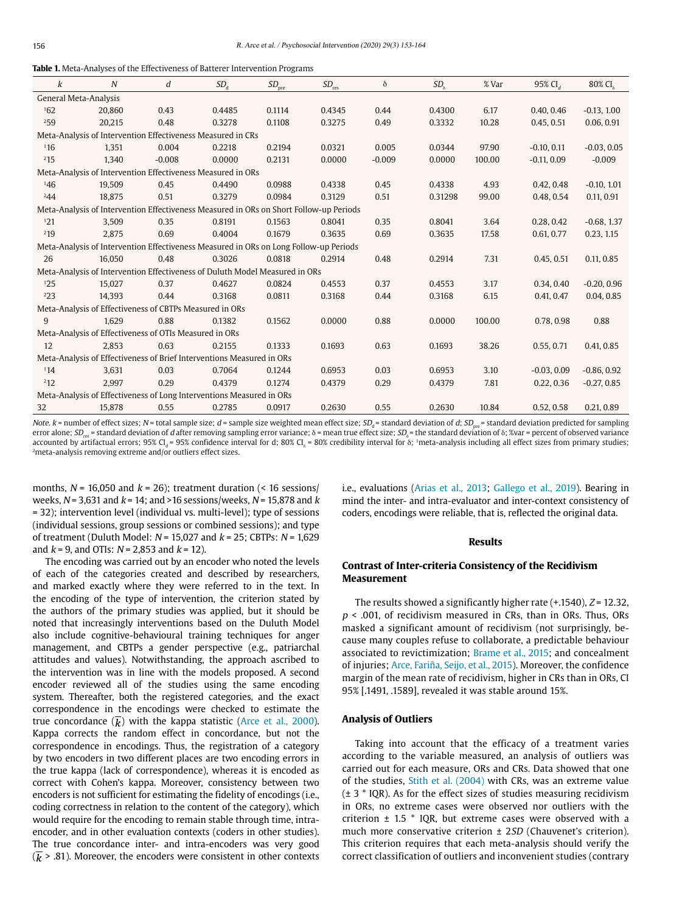**Table 1.** Meta-Analyses of the Effectiveness of Batterer Intervention Programs

| $k$ | $N$ | $d$ | $SD_d$ | $SD_{pre}$ | $SD_{res}$ | δ | $SD_δ$ | % Var | 95% $CI_d$ | 80% $CI_δ$ |
|---|---|---|---|---|---|---|---|---|---|---|
| General Meta-Analysis | | | | | | | | | | |
| [1]62 | 20,860 | 0.43 | 0.4485 | 0.1114 | 0.4345 | 0.44 | 0.4300 | 6.17 | 0.40, 0.46 | -0.13, 1.00 |
| [2]59 | 20,215 | 0.48 | 0.3278 | 0.1108 | 0.3275 | 0.49 | 0.3332 | 10.28 | 0.45, 0.51 | 0.06, 0.91 |
| Meta-Analysis of Intervention Effectiveness Measured in CRs | | | | | | | | | | |
| [1]16 | 1,351 | 0.004 | 0.2218 | 0.2194 | 0.0321 | 0.005 | 0.0344 | 97.90 | -0.10, 0.11 | -0.03, 0.05 |
| [2]15 | 1,340 | -0.008 | 0.0000 | 0.2131 | 0.0000 | -0.009 | 0.0000 | 100.00 | -0.11, 0.09 | -0.009 |
| Meta-Analysis of Intervention Effectiveness Measured in ORs | | | | | | | | | | |
| [1]46 | 19,509 | 0.45 | 0.4490 | 0.0988 | 0.4338 | 0.45 | 0.4338 | 4.93 | 0.42, 0.48 | -0.10, 1.01 |
| [2]44 | 18,875 | 0.51 | 0.3279 | 0.0984 | 0.3129 | 0.51 | 0.31298 | 99.00 | 0.48, 0.54 | 0.11, 0.91 |
| Meta-Analysis of Intervention Effectiveness Measured in ORs on Short Follow-up Periods | | | | | | | | | | |
| [1]21 | 3,509 | 0.35 | 0.8191 | 0.1563 | 0.8041 | 0.35 | 0.8041 | 3.64 | 0.28, 0.42 | -0.68, 1.37 |
| [2]19 | 2,875 | 0.69 | 0.4004 | 0.1679 | 0.3635 | 0.69 | 0.3635 | 17.58 | 0.61, 0.77 | 0.23, 1.15 |
| Meta-Analysis of Intervention Effectiveness Measured in ORs on Long Follow-up Periods | | | | | | | | | | |
| 26 | 16,050 | 0.48 | 0.3026 | 0.0818 | 0.2914 | 0.48 | 0.2914 | 7.31 | 0.45, 0.51 | 0.11, 0.85 |
| Meta-Analysis of Intervention Effectiveness of Duluth Model Measured in ORs | | | | | | | | | | |
| [1]25 | 15,027 | 0.37 | 0.4627 | 0.0824 | 0.4553 | 0.37 | 0.4553 | 3.17 | 0.34, 0.40 | -0.20, 0.96 |
| [2]23 | 14,393 | 0.44 | 0.3168 | 0.0811 | 0.3168 | 0.44 | 0.3168 | 6.15 | 0.41, 0.47 | 0.04, 0.85 |
| Meta-Analysis of Effectiveness of CBTPs Measured in ORs | | | | | | | | | | |
| 9 | 1,629 | 0.88 | 0.1382 | 0.1562 | 0.0000 | 0.88 | 0.0000 | 100.00 | 0.78, 0.98 | 0.88 |
| Meta-Analysis of Effectiveness of OTIs Measured in ORs | | | | | | | | | | |
| 12 | 2,853 | 0.63 | 0.2155 | 0.1333 | 0.1693 | 0.63 | 0.1693 | 38.26 | 0.55, 0.71 | 0.41, 0.85 |
| Meta-Analysis of Effectiveness of Brief Interventions Measured in ORs | | | | | | | | | | |
| [1]14 | 3,631 | 0.03 | 0.7064 | 0.1244 | 0.6953 | 0.03 | 0.6953 | 3.10 | -0.03, 0.09 | -0.86, 0.92 |
| [2]12 | 2,997 | 0.29 | 0.4379 | 0.1274 | 0.4379 | 0.29 | 0.4379 | 7.81 | 0.22, 0.36 | -0.27, 0.85 |
| Meta-Analysis of Effectiveness of Long Interventions Measured in ORs | | | | | | | | | | |
| 32 | 15,878 | 0.55 | 0.2785 | 0.0917 | 0.2630 | 0.55 | 0.2630 | 10.84 | 0.52, 0.58 | 0.21, 0.89 |

*Note.* $k$ = number of effect sizes; $N$ = total sample size; $d$ = sample size weighted mean effect size; $SD_d$ = standard deviation of $d$; $SD_{pre}$ = standard deviation predicted for sampling error alone; $SD_{res}$ = standard deviation of $d$ after removing sampling error variance; δ = mean true effect size; $SD_δ$ = the standard deviation of δ; %var = percent of observed variance accounted by artifactual errors; 95% $CI_d$ = 95% confidence interval for d; 80% $CI_δ$ = 80% credibility interval for δ; [1]meta-analysis including all effect sizes from primary studies; [2]meta-analysis removing extreme and/or outliers effect sizes.

months, $N$ = 16,050 and $k$ = 26); treatment duration (< 16 sessions/weeks, $N$ = 3,631 and $k$ = 14; and >16 sessions/weeks, $N$ = 15,878 and $k$ = 32); intervention level (individual vs. multi-level); type of sessions (individual sessions, group sessions or combined sessions); and type of treatment (Duluth Model: $N$ = 15,027 and $k$ = 25; CBTPs: $N$ = 1,629 and $k$ = 9, and OTIs: $N$ = 2,853 and $k$ = 12).

The encoding was carried out by an encoder who noted the levels of each of the categories created and described by researchers, and marked exactly where they were referred to in the text. In the encoding of the type of intervention, the criterion stated by the authors of the primary studies was applied, but it should be noted that increasingly interventions based on the Duluth Model also include cognitive-behavioural training techniques for anger management, and CBTPs a gender perspective (e.g., patriarchal attitudes and values). Notwithstanding, the approach ascribed to the intervention was in line with the models proposed. A second encoder reviewed all of the studies using the same encoding system. Thereafter, both the registered categories, and the exact correspondence in the encodings were checked to estimate the true concordance ($\overline{k}$) with the kappa statistic (Arce et al., 2000). Kappa corrects the random effect in concordance, but not the correspondence in encodings. Thus, the registration of a category by two encoders in two different places are two encoding errors in the true kappa (lack of correspondence), whereas it is encoded as correct with Cohen's kappa. Moreover, consistency between two encoders is not sufficient for estimating the fidelity of encodings (i.e., coding correctness in relation to the content of the category), which would require for the encoding to remain stable through time, intra-encoder, and in other evaluation contexts (coders in other studies). The true concordance inter- and intra-encoders was very good ($\overline{k}$ > .81). Moreover, the encoders were consistent in other contexts i.e., evaluations (Arias et al., 2013; Gallego et al., 2019). Bearing in mind the inter- and intra-evaluator and inter-context consistency of coders, encodings were reliable, that is, reflected the original data.

## Results

### Contrast of Inter-criteria Consistency of the Recidivism Measurement

The results showed a significantly higher rate (+.1540), $Z$ = 12.32, $p$ < .001, of recidivism measured in CRs, than in ORs. Thus, ORs masked a significant amount of recidivism (not surprisingly, because many couples refuse to collaborate, a predictable behaviour associated to revictimization; Brame et al., 2015; and concealment of injuries; Arce, Fariña, Seijo, et al., 2015). Moreover, the confidence margin of the mean rate of recidivism, higher in CRs than in ORs, CI 95% [.1491, .1589], revealed it was stable around 15%.

### Analysis of Outliers

Taking into account that the efficacy of a treatment varies according to the variable measured, an analysis of outliers was carried out for each measure, ORs and CRs. Data showed that one of the studies, Stith et al. (2004) with CRs, was an extreme value (± 3 * IQR). As for the effect sizes of studies measuring recidivism in ORs, no extreme cases were observed nor outliers with the criterion ± 1.5 * IQR, but extreme cases were observed with a much more conservative criterion ± 2$SD$ (Chauvenet's criterion). This criterion requires that each meta-analysis should verify the correct classification of outliers and inconvenient studies (contrary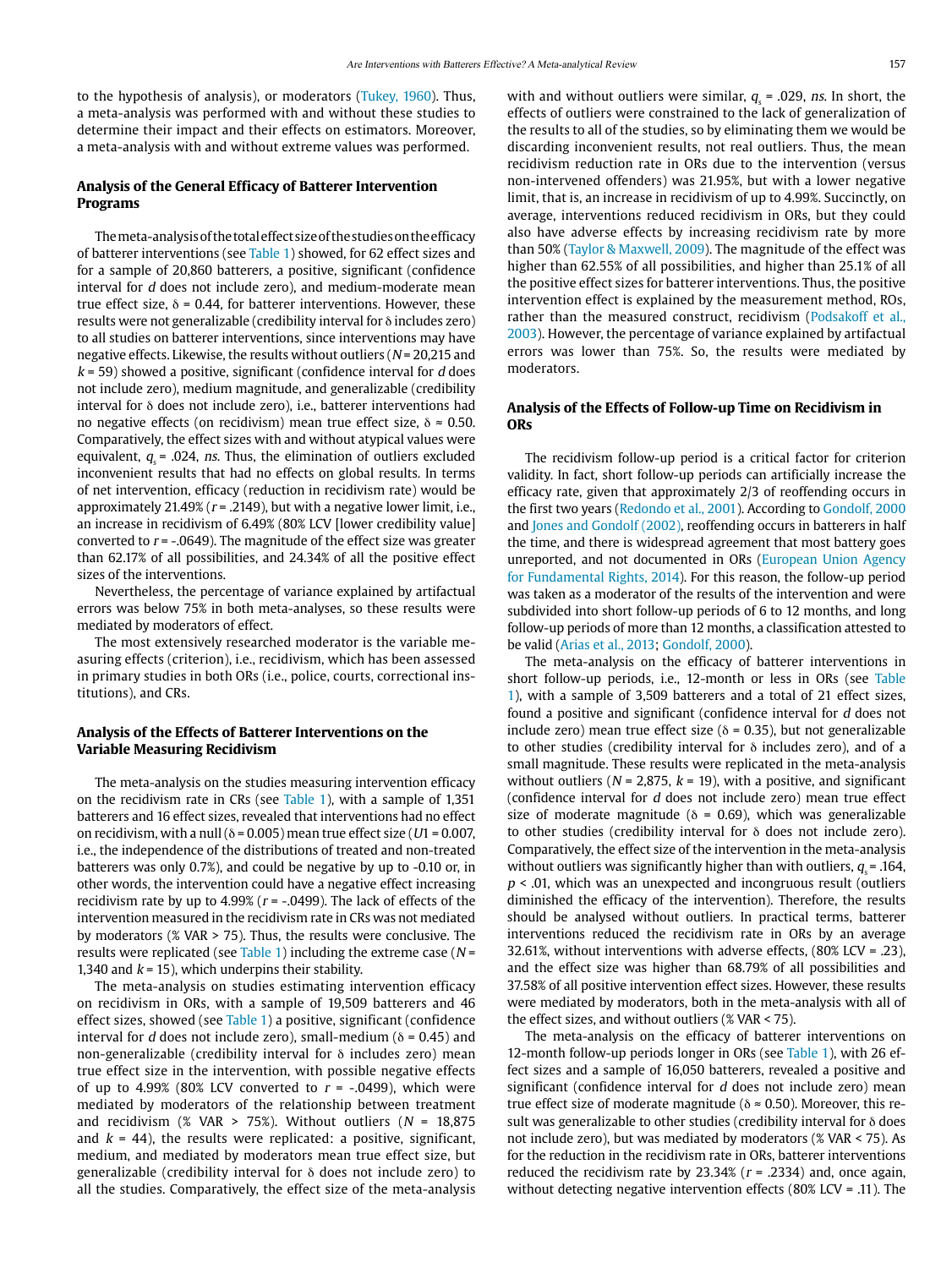to the hypothesis of analysis), or moderators (Tukey, 1960). Thus, a meta-analysis was performed with and without these studies to determine their impact and their effects on estimators. Moreover, a meta-analysis with and without extreme values was performed.

## Analysis of the General Efficacy of Batterer Intervention Programs

The meta-analysis of the total effect size of the studies on the efficacy of batterer interventions (see Table 1) showed, for 62 effect sizes and for a sample of 20,860 batterers, a positive, significant (confidence interval for $d$ does not include zero), and medium-moderate mean true effect size, $\delta$ = 0.44, for batterer interventions. However, these results were not generalizable (credibility interval for $\delta$ includes zero) to all studies on batterer interventions, since interventions may have negative effects. Likewise, the results without outliers ($N$ = 20,215 and $k$ = 59) showed a positive, significant (confidence interval for $d$ does not include zero), medium magnitude, and generalizable (credibility interval for $\delta$ does not include zero), i.e., batterer interventions had no negative effects (on recidivism) mean true effect size, $\delta \approx$ 0.50. Comparatively, the effect sizes with and without atypical values were equivalent, $q_s$ = .024, *ns*. Thus, the elimination of outliers excluded inconvenient results that had no effects on global results. In terms of net intervention, efficacy (reduction in recidivism rate) would be approximately 21.49% ($r$ = .2149), but with a negative lower limit, i.e., an increase in recidivism of 6.49% (80% LCV [lower credibility value] converted to $r$ = -.0649). The magnitude of the effect size was greater than 62.17% of all possibilities, and 24.34% of all the positive effect sizes of the interventions.

Nevertheless, the percentage of variance explained by artifactual errors was below 75% in both meta-analyses, so these results were mediated by moderators of effect.

The most extensively researched moderator is the variable measuring effects (criterion), i.e., recidivism, which has been assessed in primary studies in both ORs (i.e., police, courts, correctional institutions), and CRs.

## Analysis of the Effects of Batterer Interventions on the Variable Measuring Recidivism

The meta-analysis on the studies measuring intervention efficacy on the recidivism rate in CRs (see Table 1), with a sample of 1,351 batterers and 16 effect sizes, revealed that interventions had no effect on recidivism, with a null ($\delta$ = 0.005) mean true effect size ($U1$ = 0.007, i.e., the independence of the distributions of treated and non-treated batterers was only 0.7%), and could be negative by up to -0.10 or, in other words, the intervention could have a negative effect increasing recidivism rate by up to 4.99% ($r$ = -.0499). The lack of effects of the intervention measured in the recidivism rate in CRs was not mediated by moderators (% VAR > 75). Thus, the results were conclusive. The results were replicated (see Table 1) including the extreme case ($N$ = 1,340 and $k$ = 15), which underpins their stability.

The meta-analysis on studies estimating intervention efficacy on recidivism in ORs, with a sample of 19,509 batterers and 46 effect sizes, showed (see Table 1) a positive, significant (confidence interval for $d$ does not include zero), small-medium ($\delta$ = 0.45) and non-generalizable (credibility interval for $\delta$ includes zero) mean true effect size in the intervention, with possible negative effects of up to 4.99% (80% LCV converted to $r$ = -.0499), which were mediated by moderators of the relationship between treatment and recidivism (% VAR > 75%). Without outliers ($N$ = 18,875 and $k$ = 44), the results were replicated: a positive, significant, medium, and mediated by moderators mean true effect size, but generalizable (credibility interval for $\delta$ does not include zero) to all the studies. Comparatively, the effect size of the meta-analysis with and without outliers were similar, $q_s$ = .029, *ns*. In short, the effects of outliers were constrained to the lack of generalization of the results to all of the studies, so by eliminating them we would be discarding inconvenient results, not real outliers. Thus, the mean recidivism reduction rate in ORs due to the intervention (versus non-intervened offenders) was 21.95%, but with a lower negative limit, that is, an increase in recidivism of up to 4.99%. Succinctly, on average, interventions reduced recidivism in ORs, but they could also have adverse effects by increasing recidivism rate by more than 50% (Taylor & Maxwell, 2009). The magnitude of the effect was higher than 62.55% of all possibilities, and higher than 25.1% of all the positive effect sizes for batterer interventions. Thus, the positive intervention effect is explained by the measurement method, ROs, rather than the measured construct, recidivism (Podsakoff et al., 2003). However, the percentage of variance explained by artifactual errors was lower than 75%. So, the results were mediated by moderators.

## Analysis of the Effects of Follow-up Time on Recidivism in ORs

The recidivism follow-up period is a critical factor for criterion validity. In fact, short follow-up periods can artificially increase the efficacy rate, given that approximately 2/3 of reoffending occurs in the first two years (Redondo et al., 2001). According to Gondolf, 2000 and Jones and Gondolf (2002), reoffending occurs in batterers in half the time, and there is widespread agreement that most battery goes unreported, and not documented in ORs (European Union Agency for Fundamental Rights, 2014). For this reason, the follow-up period was taken as a moderator of the results of the intervention and were subdivided into short follow-up periods of 6 to 12 months, and long follow-up periods of more than 12 months, a classification attested to be valid (Arias et al., 2013; Gondolf, 2000).

The meta-analysis on the efficacy of batterer interventions in short follow-up periods, i.e., 12-month or less in ORs (see Table 1), with a sample of 3,509 batterers and a total of 21 effect sizes, found a positive and significant (confidence interval for $d$ does not include zero) mean true effect size ($\delta$ = 0.35), but not generalizable to other studies (credibility interval for $\delta$ includes zero), and of a small magnitude. These results were replicated in the meta-analysis without outliers ($N$ = 2,875, $k$ = 19), with a positive, and significant (confidence interval for $d$ does not include zero) mean true effect size of moderate magnitude ($\delta$ = 0.69), which was generalizable to other studies (credibility interval for $\delta$ does not include zero). Comparatively, the effect size of the intervention in the meta-analysis without outliers was significantly higher than with outliers, $q_s$ = .164, $p$ < .01, which was an unexpected and incongruous result (outliers diminished the efficacy of the intervention). Therefore, the results should be analysed without outliers. In practical terms, batterer interventions reduced the recidivism rate in ORs by an average 32.61%, without interventions with adverse effects, (80% LCV = .23), and the effect size was higher than 68.79% of all possibilities and 37.58% of all positive intervention effect sizes. However, these results were mediated by moderators, both in the meta-analysis with all of the effect sizes, and without outliers (% VAR < 75).

The meta-analysis on the efficacy of batterer interventions on 12-month follow-up periods longer in ORs (see Table 1), with 26 effect sizes and a sample of 16,050 batterers, revealed a positive and significant (confidence interval for $d$ does not include zero) mean true effect size of moderate magnitude ($\delta \approx$ 0.50). Moreover, this result was generalizable to other studies (credibility interval for $\delta$ does not include zero), but was mediated by moderators (% VAR < 75). As for the reduction in the recidivism rate in ORs, batterer interventions reduced the recidivism rate by 23.34% ($r$ = .2334) and, once again, without detecting negative intervention effects (80% LCV = .11). The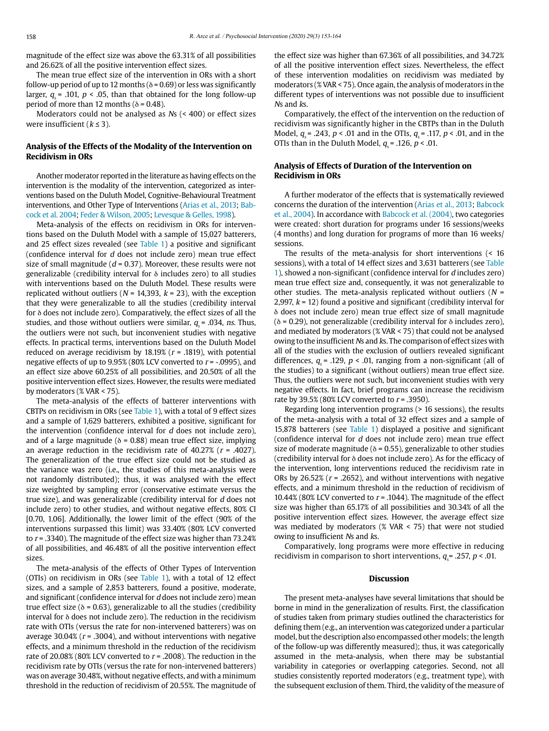magnitude of the effect size was above the 63.31% of all possibilities and 26.62% of all the positive intervention effect sizes.

The mean true effect size of the intervention in ORs with a short follow-up period of up to 12 months ($\delta$ = 0.69) or less was significantly larger, $q_s$ = .101, $p$ < .05, than that obtained for the long follow-up period of more than 12 months ($\delta$ = 0.48).

Moderators could not be analysed as *N*s (< 400) or effect sizes were insufficient ($k \leq 3$).

### Analysis of the Effects of the Modality of the Intervention on Recidivism in ORs

Another moderator reported in the literature as having effects on the intervention is the modality of the intervention, categorized as interventions based on the Duluth Model, Cognitive-Behavioural Treatment interventions, and Other Type of Interventions (Arias et al., 2013; Babcock et al. 2004; Feder & Wilson, 2005; Levesque & Gelles, 1998).

Meta-analysis of the effects on recidivism in ORs for interventions based on the Duluth Model with a sample of 15,027 batterers, and 25 effect sizes revealed (see Table 1) a positive and significant (confidence interval for *d* does not include zero) mean true effect size of small magnitude ($d$ = 0.37). Moreover, these results were not generalizable (credibility interval for $\delta$ includes zero) to all studies with interventions based on the Duluth Model. These results were replicated without outliers ($N$ = 14,393, $k$ = 23), with the exception that they were generalizable to all the studies (credibility interval for $\delta$ does not include zero). Comparatively, the effect sizes of all the studies, and those without outliers were similar, $q_s$ = .034, *ns*. Thus, the outliers were not such, but inconvenient studies with negative effects. In practical terms, interventions based on the Duluth Model reduced on average recidivism by 18.19% ($r$ = .1819), with potential negative effects of up to 9.95% (80% LCV converted to $r$ = -.0995), and an effect size above 60.25% of all possibilities, and 20.50% of all the positive intervention effect sizes. However, the results were mediated by moderators (% VAR < 75).

The meta-analysis of the effects of batterer interventions with CBTPs on recidivism in ORs (see Table 1), with a total of 9 effect sizes and a sample of 1,629 batterers, exhibited a positive, significant for the intervention (confidence interval for *d* does not include zero), and of a large magnitude ($\delta$ = 0.88) mean true effect size, implying an average reduction in the recidivism rate of 40.27% ($r$ = .4027). The generalization of the true effect size could not be studied as the variance was zero (i.e., the studies of this meta-analysis were not randomly distributed); thus, it was analysed with the effect size weighted by sampling error (conservative estimate versus the true size), and was generalizable (credibility interval for *d* does not include zero) to other studies, and without negative effects, 80% CI [0.70, 1.06]. Additionally, the lower limit of the effect (90% of the interventions surpassed this limit) was 33.40% (80% LCV converted to $r$ = .3340). The magnitude of the effect size was higher than 73.24% of all possibilities, and 46.48% of all the positive intervention effect sizes.

The meta-analysis of the effects of Other Types of Intervention (OTIs) on recidivism in ORs (see Table 1), with a total of 12 effect sizes, and a sample of 2,853 batterers, found a positive, moderate, and significant (confidence interval for *d* does not include zero) mean true effect size ($\delta$ = 0.63), generalizable to all the studies (credibility interval for $\delta$ does not include zero). The reduction in the recidivism rate with OTIs (versus the rate for non-intervened batterers) was on average 30.04% ($r$ = .3004), and without interventions with negative effects, and a minimum threshold in the reduction of the recidivism rate of 20.08% (80% LCV converted to $r$ = .2008). The reduction in the recidivism rate by OTIs (versus the rate for non-intervened batterers) was on average 30.48%, without negative effects, and with a minimum threshold in the reduction of recidivism of 20.55%. The magnitude of the effect size was higher than 67.36% of all possibilities, and 34.72% of all the positive intervention effect sizes. Nevertheless, the effect of these intervention modalities on recidivism was mediated by moderators (% VAR < 75). Once again, the analysis of moderators in the different types of interventions was not possible due to insufficient *N*s and *k*s.

Comparatively, the effect of the intervention on the reduction of recidivism was significantly higher in the CBTPs than in the Duluth Model, $q_s$ = .243, $p$ < .01 and in the OTIs, $q_s$ = .117, $p$ < .01, and in the OTIs than in the Duluth Model, $q_s$ = .126, $p$ < .01.

### Analysis of Effects of Duration of the Intervention on Recidivism in ORs

A further moderator of the effects that is systematically reviewed concerns the duration of the intervention (Arias et al., 2013; Babcock et al., 2004). In accordance with Babcock et al. (2004), two categories were created: short duration for programs under 16 sessions/weeks (4 months) and long duration for programs of more than 16 weeks/sessions.

The results of the meta-analysis for short interventions (< 16 sessions), with a total of 14 effect sizes and 3,631 batterers (see Table 1), showed a non-significant (confidence interval for *d* includes zero) mean true effect size and, consequently, it was not generalizable to other studies. The meta-analysis replicated without outliers ($N$ = 2,997, $k$ = 12) found a positive and significant (credibility interval for $\delta$ does not include zero) mean true effect size of small magnitude ($\delta$ = 0.29), not generalizable (credibility interval for $\delta$ includes zero), and mediated by moderators (% VAR < 75) that could not be analysed owing to the insufficient *N*s and *k*s. The comparison of effect sizes with all of the studies with the exclusion of outliers revealed significant differences, $q_s$ = .129, $p$ < .01, ranging from a non-significant (all of the studies) to a significant (without outliers) mean true effect size. Thus, the outliers were not such, but inconvenient studies with very negative effects. In fact, brief programs can increase the recidivism rate by 39.5% (80% LCV converted to $r$ = .3950).

Regarding long intervention programs (> 16 sessions), the results of the meta-analysis with a total of 32 effect sizes and a sample of 15,878 batterers (see Table 1) displayed a positive and significant (confidence interval for *d* does not include zero) mean true effect size of moderate magnitude ($\delta$ = 0.55), generalizable to other studies (credibility interval for $\delta$ does not include zero). As for the efficacy of the intervention, long interventions reduced the recidivism rate in ORs by 26.52% ($r$ = .2652), and without interventions with negative effects, and a minimum threshold in the reduction of recidivism of 10.44% (80% LCV converted to $r$ = .1044). The magnitude of the effect size was higher than 65.17% of all possibilities and 30.34% of all the positive intervention effect sizes. However, the average effect size was mediated by moderators (% VAR < 75) that were not studied owing to insufficient *N*s and *k*s.

Comparatively, long programs were more effective in reducing recidivism in comparison to short interventions, $q_s$= .257, $p$ < .01.

## Discussion

The present meta-analyses have several limitations that should be borne in mind in the generalization of results. First, the classification of studies taken from primary studies outlined the characteristics for defining them (e.g., an intervention was categorized under a particular model, but the description also encompassed other models; the length of the follow-up was differently measured); thus, it was categorically assumed in the meta-analysis, when there may be substantial variability in categories or overlapping categories. Second, not all studies consistently reported moderators (e.g., treatment type), with the subsequent exclusion of them. Third, the validity of the measure of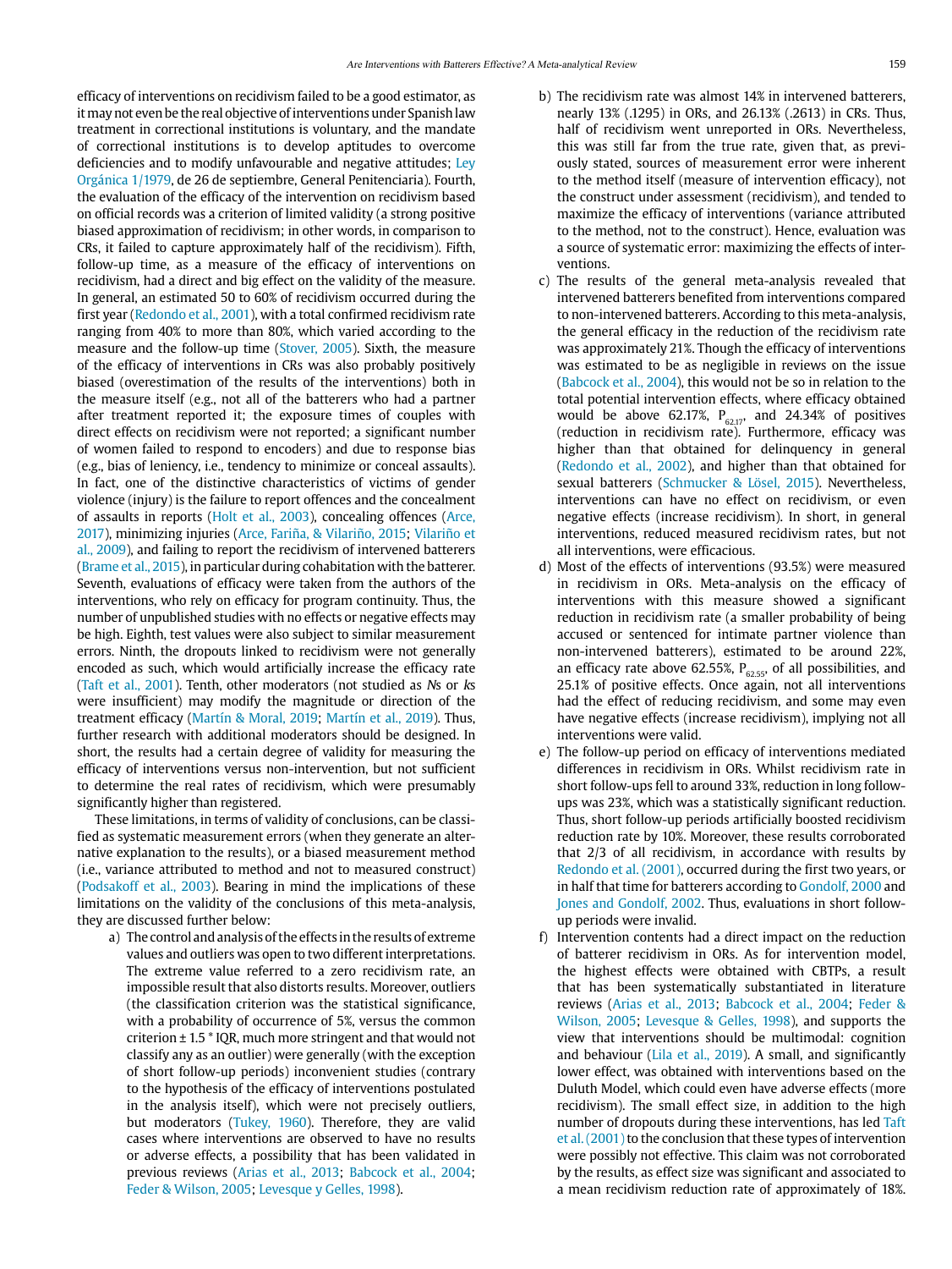efficacy of interventions on recidivism failed to be a good estimator, as it may not even be the real objective of interventions under Spanish law treatment in correctional institutions is voluntary, and the mandate of correctional institutions is to develop aptitudes to overcome deficiencies and to modify unfavourable and negative attitudes; Ley Orgánica 1/1979, de 26 de septiembre, General Penitenciaria). Fourth, the evaluation of the efficacy of the intervention on recidivism based on official records was a criterion of limited validity (a strong positive biased approximation of recidivism; in other words, in comparison to CRs, it failed to capture approximately half of the recidivism). Fifth, follow-up time, as a measure of the efficacy of interventions on recidivism, had a direct and big effect on the validity of the measure. In general, an estimated 50 to 60% of recidivism occurred during the first year (Redondo et al., 2001), with a total confirmed recidivism rate ranging from 40% to more than 80%, which varied according to the measure and the follow-up time (Stover, 2005). Sixth, the measure of the efficacy of interventions in CRs was also probably positively biased (overestimation of the results of the interventions) both in the measure itself (e.g., not all of the batterers who had a partner after treatment reported it; the exposure times of couples with direct effects on recidivism were not reported; a significant number of women failed to respond to encoders) and due to response bias (e.g., bias of leniency, i.e., tendency to minimize or conceal assaults). In fact, one of the distinctive characteristics of victims of gender violence (injury) is the failure to report offences and the concealment of assaults in reports (Holt et al., 2003), concealing offences (Arce, 2017), minimizing injuries (Arce, Fariña, & Vilariño, 2015; Vilariño et al., 2009), and failing to report the recidivism of intervened batterers (Brame et al., 2015), in particular during cohabitation with the batterer. Seventh, evaluations of efficacy were taken from the authors of the interventions, who rely on efficacy for program continuity. Thus, the number of unpublished studies with no effects or negative effects may be high. Eighth, test values were also subject to similar measurement errors. Ninth, the dropouts linked to recidivism were not generally encoded as such, which would artificially increase the efficacy rate (Taft et al., 2001). Tenth, other moderators (not studied as *N*s or *k*s were insufficient) may modify the magnitude or direction of the treatment efficacy (Martín & Moral, 2019; Martín et al., 2019). Thus, further research with additional moderators should be designed. In short, the results had a certain degree of validity for measuring the efficacy of interventions versus non-intervention, but not sufficient to determine the real rates of recidivism, which were presumably significantly higher than registered.

These limitations, in terms of validity of conclusions, can be classified as systematic measurement errors (when they generate an alternative explanation to the results), or a biased measurement method (i.e., variance attributed to method and not to measured construct) (Podsakoff et al., 2003). Bearing in mind the implications of these limitations on the validity of the conclusions of this meta-analysis, they are discussed further below:

a) The control and analysis of the effects in the results of extreme values and outliers was open to two different interpretations. The extreme value referred to a zero recidivism rate, an impossible result that also distorts results. Moreover, outliers (the classification criterion was the statistical significance, with a probability of occurrence of 5%, versus the common criterion ± 1.5 * IQR, much more stringent and that would not classify any as an outlier) were generally (with the exception of short follow-up periods) inconvenient studies (contrary to the hypothesis of the efficacy of interventions postulated in the analysis itself), which were not precisely outliers, but moderators (Tukey, 1960). Therefore, they are valid cases where interventions are observed to have no results or adverse effects, a possibility that has been validated in previous reviews (Arias et al., 2013; Babcock et al., 2004; Feder & Wilson, 2005; Levesque y Gelles, 1998).

b) The recidivism rate was almost 14% in intervened batterers, nearly 13% (.1295) in ORs, and 26.13% (.2613) in CRs. Thus, half of recidivism went unreported in ORs. Nevertheless, this was still far from the true rate, given that, as previously stated, sources of measurement error were inherent to the method itself (measure of intervention efficacy), not the construct under assessment (recidivism), and tended to maximize the efficacy of interventions (variance attributed to the method, not to the construct). Hence, evaluation was a source of systematic error: maximizing the effects of interventions.

c) The results of the general meta-analysis revealed that intervened batterers benefited from interventions compared to non-intervened batterers. According to this meta-analysis, the general efficacy in the reduction of the recidivism rate was approximately 21%. Though the efficacy of interventions was estimated to be as negligible in reviews on the issue (Babcock et al., 2004), this would not be so in relation to the total potential intervention effects, where efficacy obtained would be above 62.17%, $P_{62.17}$, and 24.34% of positives (reduction in recidivism rate). Furthermore, efficacy was higher than that obtained for delinquency in general (Redondo et al., 2002), and higher than that obtained for sexual batterers (Schmucker & Lösel, 2015). Nevertheless, interventions can have no effect on recidivism, or even negative effects (increase recidivism). In short, in general interventions, reduced measured recidivism rates, but not all interventions, were efficacious.

d) Most of the effects of interventions (93.5%) were measured in recidivism in ORs. Meta-analysis on the efficacy of interventions with this measure showed a significant reduction in recidivism rate (a smaller probability of being accused or sentenced for intimate partner violence than non-intervened batterers), estimated to be around 22%, an efficacy rate above 62.55%, $P_{62.55}$, of all possibilities, and 25.1% of positive effects. Once again, not all interventions had the effect of reducing recidivism, and some may even have negative effects (increase recidivism), implying not all interventions were valid.

e) The follow-up period on efficacy of interventions mediated differences in recidivism in ORs. Whilst recidivism rate in short follow-ups fell to around 33%, reduction in long follow-ups was 23%, which was a statistically significant reduction. Thus, short follow-up periods artificially boosted recidivism reduction rate by 10%. Moreover, these results corroborated that 2/3 of all recidivism, in accordance with results by Redondo et al. (2001), occurred during the first two years, or in half that time for batterers according to Gondolf, 2000 and Jones and Gondolf, 2002. Thus, evaluations in short follow-up periods were invalid.

f) Intervention contents had a direct impact on the reduction of batterer recidivism in ORs. As for intervention model, the highest effects were obtained with CBTPs, a result that has been systematically substantiated in literature reviews (Arias et al., 2013; Babcock et al., 2004; Feder & Wilson, 2005; Levesque & Gelles, 1998), and supports the view that interventions should be multimodal: cognition and behaviour (Lila et al., 2019). A small, and significantly lower effect, was obtained with interventions based on the Duluth Model, which could even have adverse effects (more recidivism). The small effect size, in addition to the high number of dropouts during these interventions, has led Taft et al. (2001) to the conclusion that these types of intervention were possibly not effective. This claim was not corroborated by the results, as effect size was significant and associated to a mean recidivism reduction rate of approximately 18%.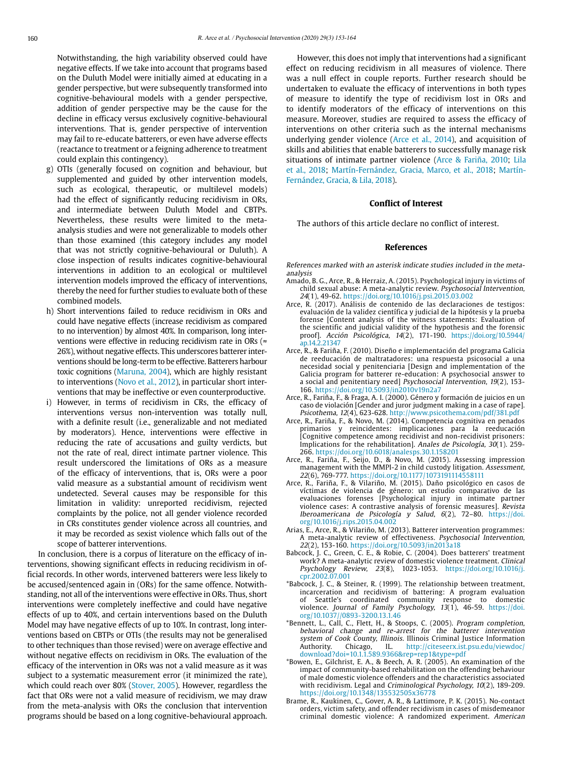Notwithstanding, the high variability observed could have negative effects. If we take into account that programs based on the Duluth Model were initially aimed at educating in a gender perspective, but were subsequently transformed into cognitive-behavioural models with a gender perspective, addition of gender perspective may be the cause for the decline in efficacy versus exclusively cognitive-behavioural interventions. That is, gender perspective of intervention may fail to re-educate batterers, or even have adverse effects (reactance to treatment or a feigning adherence to treatment could explain this contingency).

g) OTIs (generally focused on cognition and behaviour, but supplemented and guided by other intervention models, such as ecological, therapeutic, or multilevel models) had the effect of significantly reducing recidivism in ORs, and intermediate between Duluth Model and CBTPs. Nevertheless, these results were limited to the meta-analysis studies and were not generalizable to models other than those examined (this category includes any model that was not strictly cognitive-behavioural or Duluth). A close inspection of results indicates cognitive-behavioural interventions in addition to an ecological or multilevel intervention models improved the efficacy of interventions, thereby the need for further studies to evaluate both of these combined models.

h) Short interventions failed to reduce recidivism in ORs and could have negative effects (increase recidivism as compared to no intervention) by almost 40%. In comparison, long interventions were effective in reducing recidivism rate in ORs (≈ 26%), without negative effects. This underscores batterer interventions should be long-term to be effective. Batterers harbour toxic cognitions (Maruna, 2004), which are highly resistant to interventions (Novo et al., 2012), in particular short interventions that may be ineffective or even counterproductive.

i) However, in terms of recidivism in CRs, the efficacy of interventions versus non-intervention was totally null, with a definite result (i.e., generalizable and not mediated by moderators). Hence, interventions were effective in reducing the rate of accusations and guilty verdicts, but not the rate of real, direct intimate partner violence. This result underscored the limitations of ORs as a measure of the efficacy of interventions, that is, ORs were a poor valid measure as a substantial amount of recidivism went undetected. Several causes may be responsible for this limitation in validity: unreported recidivism, rejected complaints by the police, not all gender violence recorded in CRs constitutes gender violence across all countries, and it may be recorded as sexist violence which falls out of the scope of batterer interventions.

In conclusion, there is a corpus of literature on the efficacy of interventions, showing significant effects in reducing recidivism in official records. In other words, intervened batterers were less likely to be accused/sentenced again in (ORs) for the same offence. Notwithstanding, not all of the interventions were effective in ORs. Thus, short interventions were completely ineffective and could have negative effects of up to 40%, and certain interventions based on the Duluth Model may have negative effects of up to 10%. In contrast, long interventions based on CBTPs or OTIs (the results may not be generalised to other techniques than those revised) were on average effective and without negative effects on recidivism in ORs. The evaluation of the efficacy of the intervention in ORs was not a valid measure as it was subject to a systematic measurement error (it minimized the rate), which could reach over 80% (Stover, 2005). However, regardless the fact that ORs were not a valid measure of recidivism, we may draw from the meta-analysis with ORs the conclusion that intervention programs should be based on a long cognitive-behavioural approach.

However, this does not imply that interventions had a significant effect on reducing recidivism in all measures of violence. There was a null effect in couple reports. Further research should be undertaken to evaluate the efficacy of interventions in both types of measure to identify the type of recidivism lost in ORs and to identify moderators of the efficacy of interventions on this measure. Moreover, studies are required to assess the efficacy of interventions on other criteria such as the internal mechanisms underlying gender violence (Arce et al., 2014), and acquisition of skills and abilities that enable batterers to successfully manage risk situations of intimate partner violence (Arce & Fariña, 2010; Lila et al., 2018; Martín-Fernández, Gracia, Marco, et al., 2018; Martín-Fernández, Gracia, & Lila, 2018).

## Conflict of Interest

The authors of this article declare no conflict of interest.

## References

*References marked with an asterisk indicate studies included in the meta-analysis*

Amado, B. G., Arce, R., & Herraiz, A. (2015). Psychological injury in victims of child sexual abuse: A meta-analytic review. *Psychosocial Intervention, 24*(1), 49-62. https://doi.org/10.1016/j.psi.2015.03.002

Arce, R. (2017). Análisis de contenido de las declaraciones de testigos: evaluación de la validez científica y judicial de la hipótesis y la prueba forense [Content analysis of the witness statements: Evaluation of the scientific and judicial validity of the hypothesis and the forensic proof]. *Acción Psicológica, 14*(2), 171-190. https://doi.org/10.5944/ap.14.2.21347

Arce, R., & Fariña, F. (2010). Diseño e implementación del programa Galicia de reeducación de maltratadores: una respuesta psicosocial a una necesidad social y penitenciaria [Design and implementation of the Galicia program for batterer re-education: A psychosocial answer to a social and penitentiary need] *Psychosocial Intervention, 19*(2), 153-166. https://doi.org/10.5093/in2010v19n2a7

Arce, R., Fariña, F., & Fraga, A. I. (2000). Género y formación de juicios en un caso de violación [Gender and juror judgment making in a case of rape]. *Psicothema, 12*(4), 623-628. http://www.psicothema.com/pdf/381.pdf

Arce, R., Fariña, F., & Novo, M. (2014). Competencia cognitiva en penados primarios y reincidentes: implicaciones para la reeducación [Cognitive competence among recidivist and non-recidivist prisoners: Implications for the rehabilitation]. *Anales de Psicología, 30*(1). 259-266. https://doi.org/10.6018/analesps.30.1.158201

Arce, R., Fariña, F., Seijo, D., & Novo, M. (2015). Assessing impression management with the MMPI-2 in child custody litigation. *Assessment, 22*(6), 769-777. https://doi.org/10.1177/1073191114558111

Arce, R., Fariña, F., & Vilariño, M. (2015). Daño psicológico en casos de víctimas de violencia de género: un estudio comparativo de las evaluaciones forenses [Psychological injury in intimate partner violence cases: A contrastive analysis of forensic measures]. *Revista Iberoamericana de Psicología y Salud, 6*(2), 72–80. https://doi.org/10.1016/j.rips.2015.04.002

Arias, E., Arce, R., & Vilariño, M. (2013). Batterer intervention programmes: A meta-analytic review of effectiveness. *Psychosocial Intervention, 22*(2), 153-160. https://doi.org/10.5093/in2013a18

Babcock, J. C., Green, C. E., & Robie, C. (2004). Does batterers' treatment work? A meta-analytic review of domestic violence treatment. *Clinical Psychology Review, 23*(8), 1023-1053. https://doi.org/10.1016/j.cpr.2002.07.001

*Babcock, J. C., & Steiner, R. (1999). The relationship between treatment, incarceration and recidivism of battering: A program evaluation of Seattle's coordinated community response to domestic violence. *Journal of Family Psychology, 13*(1), 46-59. https://doi.org/10.1037//0893-3200.13.1.46

*Bennett, L., Call, C., Flett, H., & Stoops, C. (2005). *Program completion, behavioral change and re-arrest for the batterer intervention system of Cook County, Illinois.* Illinois Criminal Justice Information Authority. Chicago, IL. http://citeseerx.ist.psu.edu/viewdoc/download?doi=10.1.1.589.9366&rep=rep1&type=pdf

*Bowen, E., Gilchrist, E. A., & Beech, A. R. (2005). An examination of the impact of community-based rehabilitation on the offending behaviour of male domestic violence offenders and the characteristics associated with recidivism. Legal and *Criminological Psychology, 10*(2), 189-209. https://doi.org/10.1348/135532505x36778

Brame, R., Kaukinen, C., Gover, A. R., & Lattimore, P. K. (2015). No-contact orders, victim safety, and offender recidivism in cases of misdemeanor criminal domestic violence: A randomized experiment. *American*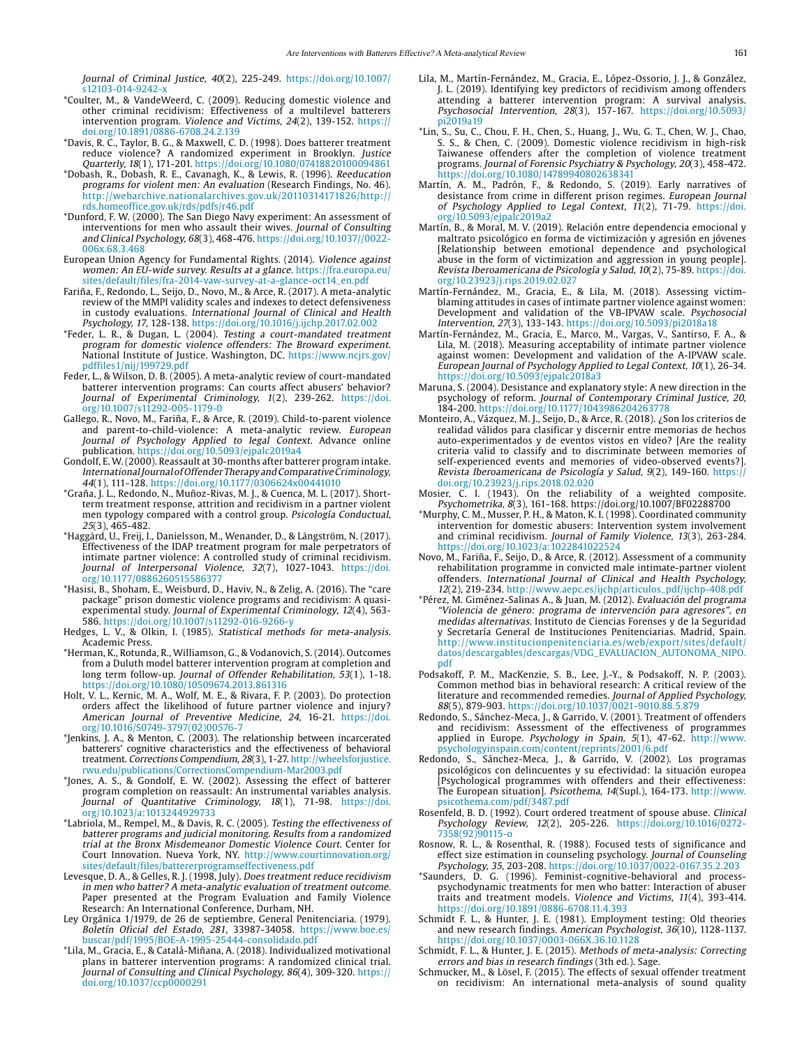*Journal of Criminal Justice, 40*(2), 225-249. https://doi.org/10.1007/s12103-014-9242-x

*Coulter, M., & VandeWeerd, C. (2009). Reducing domestic violence and other criminal recidivism: Effectiveness of a multilevel batterers intervention program. *Violence and Victims, 24*(2), 139-152. https://doi.org/10.1891/0886-6708.24.2.139

*Davis, R. C., Taylor, B. G., & Maxwell, C. D. (1998). Does batterer treatment reduce violence? A randomized experiment in Brooklyn. *Justice Quarterly, 18*(1), 171-201. https://doi.org/10.1080/07418820100094861

*Dobash, R., Dobash, R. E., Cavanagh, K., & Lewis, R. (1996). *Reeducation programs for violent men: An evaluation* (Research Findings, No. 46). http://webarchive.nationalarchives.gov.uk/20110314171826/http://rds.homeoffice.gov.uk/rds/pdfs/r46.pdf

*Dunford, F. W. (2000). The San Diego Navy experiment: An assessment of interventions for men who assault their wives. *Journal of Consulting and Clinical Psychology, 68*(3), 468-476. https://doi.org/10.1037//0022-006x.68.3.468

European Union Agency for Fundamental Rights. (2014). *Violence against women: An EU-wide survey. Results at a glance.* https://fra.europa.eu/sites/default/files/fra-2014-vaw-survey-at-a-glance-oct14_en.pdf

Fariña, F., Redondo, L., Seijo, D., Novo, M., & Arce, R. (2017). A meta-analytic review of the MMPI validity scales and indexes to detect defensiveness in custody evaluations. *International Journal of Clinical and Health Psychology, 17*, 128-138. https://doi.org/10.1016/j.ijchp.2017.02.002

*Feder, L. R., & Dugan, L. (2004). *Testing a court-mandated treatment program for domestic violence offenders: The Broward experiment.* National Institute of Justice. Washington, DC. https://www.ncjrs.gov/pdffiles1/nij/199729.pdf

Feder, L., & Wilson, D. B. (2005). A meta-analytic review of court-mandated batterer intervention programs: Can courts affect abusers' behavior? *Journal of Experimental Criminology, 1*(2), 239-262. https://doi.org/10.1007/s11292-005-1179-0

Gallego, R., Novo, M., Fariña, F., & Arce, R. (2019). Child-to-parent violence and parent-to-child-violence: A meta-analytic review. *European Journal of Psychology Applied to legal Context.* Advance online publication. https://doi.org/10.5093/ejpalc2019a4

Gondolf, E. W. (2000). Reassault at 30-months after batterer program intake. *International Journal of Offender Therapy and Comparative Criminology, 44*(1), 111-128. https://doi.org/10.1177/0306624x00441010

*Graña, J. L., Redondo, N., Muñoz-Rivas, M. J., & Cuenca, M. L. (2017). Short-term treatment response, attrition and recidivism in a partner violent men typology compared with a control group. *Psicología Conductual, 25*(3), 465-482.

*Haggård, U., Freij, I., Danielsson, M., Wenander, D., & Långström, N. (2017). Effectiveness of the IDAP treatment program for male perpetrators of intimate partner violence: A controlled study of criminal recidivism. *Journal of Interpersonal Violence, 32*(7), 1027-1043. https://doi.org/10.1177/0886260515586377

*Hasisi, B., Shoham, E., Weisburd, D., Haviv, N., & Zelig, A. (2016). The "care package" prison domestic violence programs and recidivism: A quasi-experimental study. *Journal of Experimental Criminology, 12*(4), 563-586. https://doi.org/10.1007/s11292-016-9266-y

Hedges, L. V., & Olkin, I. (1985). *Statistical methods for meta-analysis.* Academic Press.

*Herman, K., Rotunda, R., Williamson, G., & Vodanovich, S. (2014). Outcomes from a Duluth model batterer intervention program at completion and long term follow-up. *Journal of Offender Rehabilitation, 53*(1), 1-18. https://doi.org/10.1080/10509674.2013.861316

Holt, V. L., Kernic, M. A., Wolf, M. E., & Rivara, F. P. (2003). Do protection orders affect the likelihood of future partner violence and injury? *American Journal of Preventive Medicine, 24*, 16-21. https://doi.org/10.1016/S0749-3797(02)00576-7

*Jenkins, J. A., & Menton, C. (2003). The relationship between incarcerated batterers' cognitive characteristics and the effectiveness of behavioral treatment. *Corrections Compendium, 28*(3), 1-27. http://wheelsforjustice.rwu.edu/publications/CorrectionsCompendium-Mar2003.pdf

*Jones, A. S., & Gondolf, E. W. (2002). Assessing the effect of batterer program completion on reassault: An instrumental variables analysis. *Journal of Quantitative Criminology, 18*(1), 71-98. https://doi.org/10.1023/a:1013244929733

*Labriola, M., Rempel, M., & Davis, R. C. (2005). *Testing the effectiveness of batterer programs and judicial monitoring. Results from a randomized trial at the Bronx Misdemeanor Domestic Violence Court.* Center for Court Innovation. Nueva York, NY. http://www.courtinnovation.org/sites/default/files/battererprogramseffectiveness.pdf

Levesque, D. A., & Gelles, R. J. (1998, July). *Does treatment reduce recidivism in men who batter? A meta-analytic evaluation of treatment outcome.* Paper presented at the Program Evaluation and Family Violence Research: An International Conference, Durham, NH.

Ley Orgánica 1/1979, de 26 de septiembre, General Penitenciaria. (1979). *Boletín Oficial del Estado, 281*, 33987-34058. https://www.boe.es/buscar/pdf/1995/BOE-A-1995-25444-consolidado.pdf

*Lila, M., Gracia, E., & Catalá-Miñana, A. (2018). Individualized motivational plans in batterer intervention programs: A randomized clinical trial. *Journal of Consulting and Clinical Psychology, 86*(4), 309-320. https://doi.org/10.1037/ccp0000291

Lila, M., Martín-Fernández, M., Gracia, E., López-Ossorio, J. J., & González, J. L. (2019). Identifying key predictors of recidivism among offenders attending a batterer intervention program: A survival analysis. *Psychosocial Intervention, 28*(3), 157-167. https://doi.org/10.5093/pi2019a19

*Lin, S., Su, C., Chou, F. H., Chen, S., Huang, J., Wu, G. T., Chen, W. J., Chao, S. S., & Chen, C. (2009). Domestic violence recidivism in high-risk Taiwanese offenders after the completion of violence treatment programs. *Journal of Forensic Psychiatry & Psychology, 20*(3), 458-472. https://doi.org/10.1080/14789940802638341

Martín, A. M., Padrón, F., & Redondo, S. (2019). Early narratives of desistance from crime in different prison regimes. *European Journal of Psychology Applied to Legal Context, 11*(2), 71-79. https://doi.org/10.5093/ejpalc2019a2

Martín, B., & Moral, M. V. (2019). Relación entre dependencia emocional y maltrato psicológico en forma de victimización y agresión en jóvenes [Relationship between emotional dependence and psychological abuse in the form of victimization and aggression in young people]. *Revista Iberoamericana de Psicología y Salud, 10*(2), 75-89. https://doi.org/10.23923/j.rips.2019.02.027

Martín-Fernández, M., Gracia, E., & Lila, M. (2018). Assessing victim-blaming attitudes in cases of intimate partner violence against women: Development and validation of the VB-IPVAW scale. *Psychosocial Intervention, 27*(3), 133-143. https://doi.org/10.5093/pi2018a18

Martín-Fernández, M., Gracia, E., Marco, M., Vargas, V., Santirso, F. A., & Lila, M. (2018). Measuring acceptability of intimate partner violence against women: Development and validation of the A-IPVAW scale. *European Journal of Psychology Applied to Legal Context, 10*(1), 26-34. https://doi.org/10.5093/ejpalc2018a3

Maruna, S. (2004). Desistance and explanatory style: A new direction in the psychology of reform. *Journal of Contemporary Criminal Justice, 20*, 184-200. https://doi.org/10.1177/1043986204263778

Monteiro, A., Vázquez, M. J., Seijo, D., & Arce, R. (2018). ¿Son los criterios de realidad válidos para clasificar y discernir entre memorias de hechos auto-experimentados y de eventos vistos en vídeo? [Are the reality criteria valid to classify and to discriminate between memories of self-experienced events and memories of video-observed events?]. *Revista Iberoamericana de Psicología y Salud, 9*(2), 149-160. https://doi.org/10.23923/j.rips.2018.02.020

Mosier, C. I. (1943). On the reliability of a weighted composite. *Psychometrika, 8*(3), 161-168. https://doi.org/10.1007/BF02288700

*Murphy, C. M., Musser, P. H., & Maton, K. I. (1998). Coordinated community intervention for domestic abusers: Intervention system involvement and criminal recidivism. *Journal of Family Violence, 13*(3), 263-284. https://doi.org/10.1023/a:1022841022524

Novo, M., Fariña, F., Seijo, D., & Arce, R. (2012). Assessment of a community rehabilitation programme in convicted male intimate-partner violent offenders. *International Journal of Clinical and Health Psychology, 12*(2), 219-234. http://www.aepc.es/ijchp/articulos_pdf/ijchp-408.pdf

*Pérez, M. Giménez-Salinas A., & Juan, M. (2012). *Evaluación del programa "Violencia de género: programa de intervención para agresores", en medidas alternativas.* Instituto de Ciencias Forenses y de la Seguridad y Secretaría General de Instituciones Penitenciarias. Madrid, Spain. http://www.institucionpenitenciaria.es/web/export/sites/default/datos/descargables/descargas/VDG_EVALUACION_AUTONOMA_NIPO.pdf

Podsakoff, P. M., MacKenzie, S. B., Lee, J.-Y., & Podsakoff, N. P. (2003). Common method bias in behavioral research: A critical review of the literature and recommended remedies. *Journal of Applied Psychology, 88*(5), 879-903. https://doi.org/10.1037/0021-9010.88.5.879

Redondo, S., Sánchez-Meca, J., & Garrido, V. (2001). Treatment of offenders and recidivism: Assessment of the effectiveness of programmes applied in Europe. *Psychology in Spain, 5*(1), 47-62. http://www.psychologyinspain.com/content/reprints/2001/6.pdf

Redondo, S., Sánchez-Meca, J., & Garrido, V. (2002). Los programas psicológicos con delincuentes y su efectividad: la situación europea [Psychological programmes with offenders and their effectiveness: The European situation]. *Psicothema, 14*(Supl.), 164-173. http://www.psicothema.com/pdf/3487.pdf

Rosenfeld, B. D. (1992). Court ordered treatment of spouse abuse. *Clinical Psychology Review, 12*(2), 205-226. https://doi.org/10.1016/0272-7358(92)90115-o

Rosnow, R. L., & Rosenthal, R. (1988). Focused tests of significance and effect size estimation in counseling psychology. *Journal of Counseling Psychology, 35*, 203-208. https://doi.org/10.1037/0022-0167.35.2.203

*Saunders, D. G. (1996). Feminist-cognitive-behavioral and process-psychodynamic treatments for men who batter: Interaction of abuser traits and treatment models. *Violence and Victims, 11*(4), 393-414. https://doi.org/10.1891/0886-6708.11.4.393

Schmidt F. L., & Hunter, J. E. (1981). Employment testing: Old theories and new research findings. *American Psychologist, 36*(10), 1128-1137. https://doi.org/10.1037/0003-066X.36.10.1128

Schmidt, F. L., & Hunter, J. E. (2015). *Methods of meta-analysis: Correcting errors and bias in research findings* (3th ed.). Sage.

Schmucker, M., & Lösel, F. (2015). The effects of sexual offender treatment on recidivism: An international meta-analysis of sound quality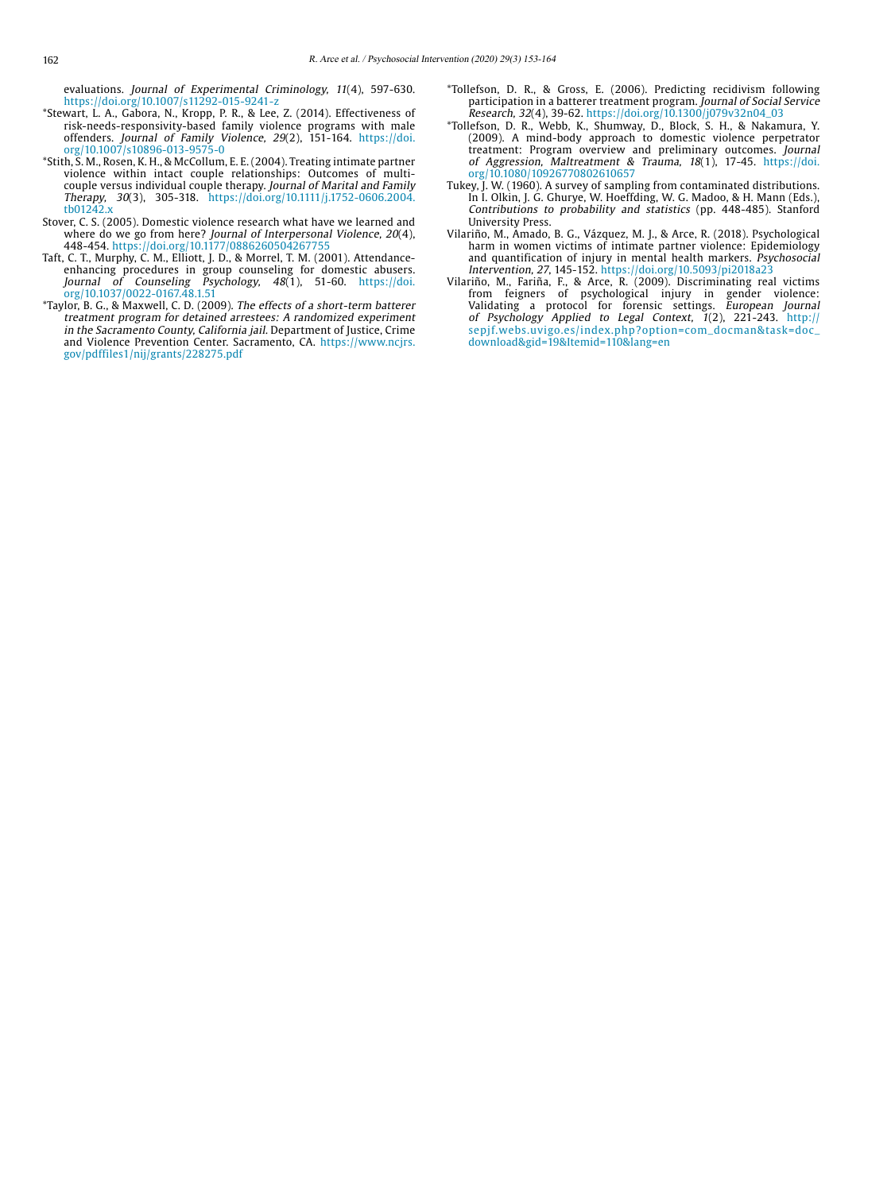evaluations. *Journal of Experimental Criminology, 11*(4), 597-630. https://doi.org/10.1007/s11292-015-9241-z

*Stewart, L. A., Gabora, N., Kropp, P. R., & Lee, Z. (2014). Effectiveness of risk-needs-responsivity-based family violence programs with male offenders. *Journal of Family Violence, 29*(2), 151-164. https://doi.org/10.1007/s10896-013-9575-0

*Stith, S. M., Rosen, K. H., & McCollum, E. E. (2004). Treating intimate partner violence within intact couple relationships: Outcomes of multi-couple versus individual couple therapy. *Journal of Marital and Family Therapy, 30*(3), 305-318. https://doi.org/10.1111/j.1752-0606.2004.tb01242.x

Stover, C. S. (2005). Domestic violence research what have we learned and where do we go from here? *Journal of Interpersonal Violence, 20*(4), 448-454. https://doi.org/10.1177/0886260504267755

Taft, C. T., Murphy, C. M., Elliott, J. D., & Morrel, T. M. (2001). Attendance-enhancing procedures in group counseling for domestic abusers. *Journal of Counseling Psychology, 48*(1), 51-60. https://doi.org/10.1037/0022-0167.48.1.51

*Taylor, B. G., & Maxwell, C. D. (2009). *The effects of a short-term batterer treatment program for detained arrestees: A randomized experiment in the Sacramento County, California jail.* Department of Justice, Crime and Violence Prevention Center. Sacramento, CA. https://www.ncjrs.gov/pdffiles1/nij/grants/228275.pdf

*Tollefson, D. R., & Gross, E. (2006). Predicting recidivism following participation in a batterer treatment program. *Journal of Social Service Research, 32*(4), 39-62. https://doi.org/10.1300/j079v32n04_03

*Tollefson, D. R., Webb, K., Shumway, D., Block, S. H., & Nakamura, Y. (2009). A mind-body approach to domestic violence perpetrator treatment: Program overview and preliminary outcomes. *Journal of Aggression, Maltreatment & Trauma, 18*(1), 17-45. https://doi.org/10.1080/10926770802610657

Tukey, J. W. (1960). A survey of sampling from contaminated distributions. In I. Olkin, J. G. Ghurye, W. Hoeffding, W. G. Madoo, & H. Mann (Eds.), *Contributions to probability and statistics* (pp. 448-485). Stanford University Press.

Vilariño, M., Amado, B. G., Vázquez, M. J., & Arce, R. (2018). Psychological harm in women victims of intimate partner violence: Epidemiology and quantification of injury in mental health markers. *Psychosocial Intervention, 27*, 145-152. https://doi.org/10.5093/pi2018a23

Vilariño, M., Fariña, F., & Arce, R. (2009). Discriminating real victims from feigners of psychological injury in gender violence: Validating a protocol for forensic settings. *European Journal of Psychology Applied to Legal Context, 1*(2), 221-243. http://sepjf.webs.uvigo.es/index.php?option=com_docman&task=doc_download&gid=19&Itemid=110&lang=en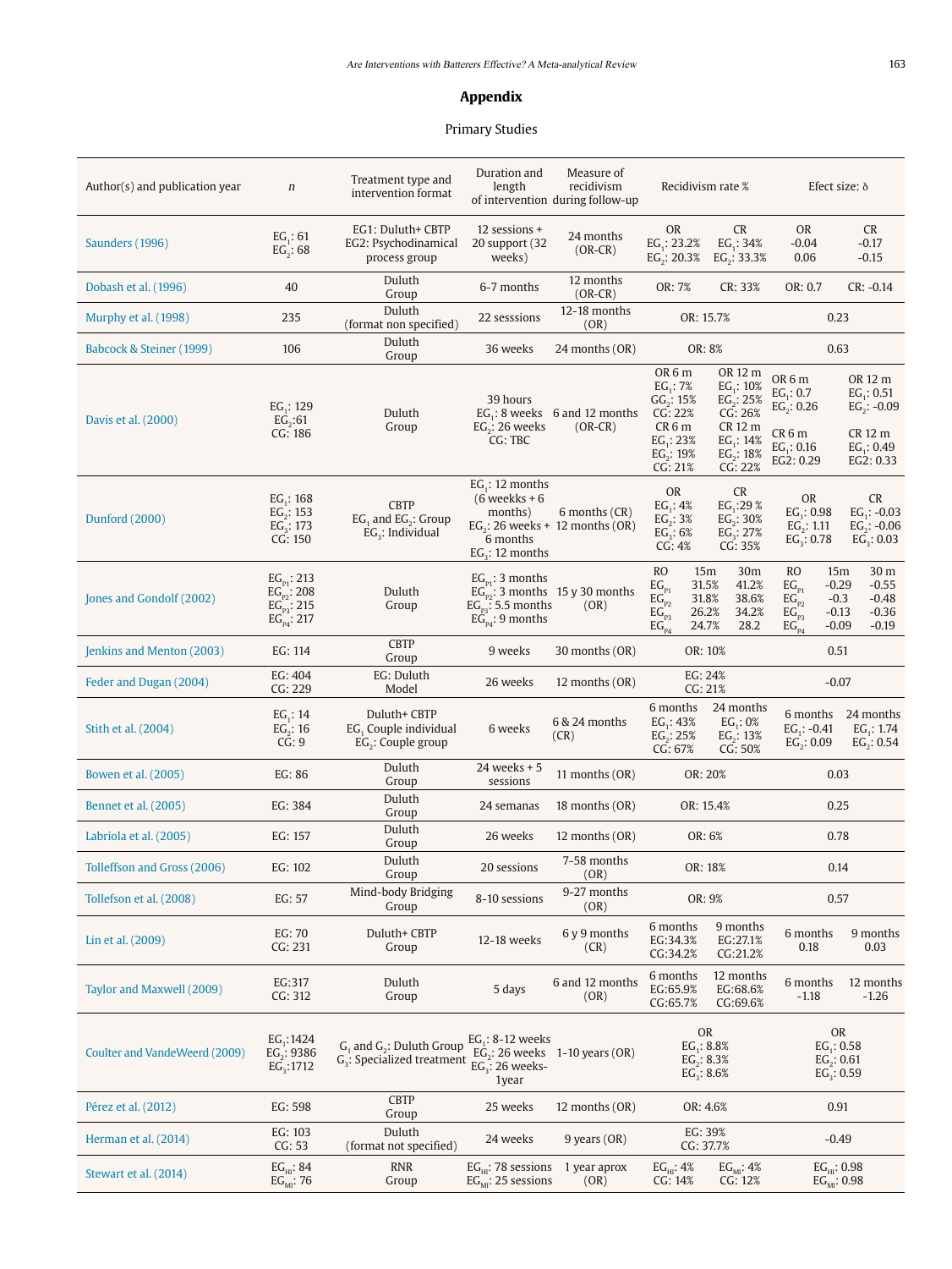## Appendix

### Primary Studies

| Author(s) and publication year | n | Treatment type and intervention format | Duration and length of intervention | Measure of recidivism during follow-up | Recidivism rate % | Efect size: δ |
|---|---|---|---|---|---|---|
| Saunders (1996) | $EG_1$: 61<br>$EG_2$: 68 | EG1: Duluth+ CBTP<br>EG2: Psychodinamical process group | 12 sessions + 20 support (32 weeks) | 24 months (OR-CR) | OR: $EG_1$: 23.2%, $EG_2$: 20.3%<br>CR: $EG_1$: 34%, $EG_2$: 33.3% | OR: -0.04, 0.06<br>CR: -0.17, -0.15 |
| Dobash et al. (1996) | 40 | Duluth Group | 6-7 months | 12 months (OR-CR) | OR: 7% CR: 33% | OR: 0.7 CR: -0.14 |
| Murphy et al. (1998) | 235 | Duluth (format non specified) | 22 sesssions | 12-18 months (OR) | OR: 15.7% | 0.23 |
| Babcock & Steiner (1999) | 106 | Duluth Group | 36 weeks | 24 months (OR) | OR: 8% | 0.63 |
| Davis et al. (2000) | $EG_1$: 129<br>$EG_2$:61<br>CG: 186 | Duluth Group | 39 hours<br>$EG_1$: 8 weeks<br>$EG_2$: 26 weeks<br>CG: TBC | 6 and 12 months (OR-CR) | OR 6 m: $EG_1$: 7%, $GG_2$: 15%, CG: 22%<br>OR 12 m: $EG_1$: 10%, $EG_2$: 25%, CG: 26%<br>CR 6 m: $EG_1$: 23%, $EG_2$: 19%, CG: 21%<br>CR 12 m: $EG_1$: 14%, $EG_2$: 18%, CG: 22% | OR 6 m: $EG_1$: 0.7, $EG_2$: 0.26<br>OR 12 m: $EG_1$: 0.51, $EG_2$: -0.09<br>CR 6 m: $EG_1$: 0.16, EG2: 0.29<br>CR 12 m: $EG_1$: 0.49, EG2: 0.33 |
| Dunford (2000) | $EG_1$: 168<br>$EG_2$: 153<br>$EG_3$: 173<br>CG: 150 | CBTP<br>$EG_1$ and $EG_2$: Group<br>$EG_3$: Individual | $EG_1$: 12 months (6 weekks + 6 months)<br>$EG_2$: 26 weeks + 6 months<br>$EG_3$: 12 months | 6 months (CR)<br>12 months (OR) | OR: $EG_1$: 4%, $EG_2$: 3%, $EG_3$: 6%, CG: 4%<br>CR: $EG_1$:29 %, $EG_2$: 30%, $EG_3$: 27%, CG: 35% | OR: $EG_1$: 0.98, $EG_2$: 1.11, $EG_3$: 0.78<br>CR: $EG_1$: -0.03, $EG_2$: -0.06, $EG_3$: 0.03 |
| Jones and Gondolf (2002) | $EG_{P1}$: 213<br>$EG_{P2}$: 208<br>$EG_{P3}$: 215<br>$EG_{P4}$: 217 | Duluth Group | $EG_{P1}$: 3 months<br>$EG_{P2}$: 3 months<br>$EG_{P3}$: 5.5 months<br>$EG_{P4}$: 9 months | 15 y 30 months (OR) | RO 15m: $EG_{P1}$ 31.5%, $EG_{P2}$ 31.8%, $EG_{P3}$ 26.2%, $EG_{P4}$ 24.7%<br>30m: $EG_{P1}$ 41.2%, $EG_{P2}$ 38.6%, $EG_{P3}$ 34.2%, $EG_{P4}$ 28.2 | RO 15m: $EG_{P1}$ -0.29, $EG_{P2}$ -0.3, $EG_{P3}$ -0.13, $EG_{P4}$ -0.09<br>30 m: $EG_{P1}$ -0.55, $EG_{P2}$ -0.48, $EG_{P3}$ -0.36, $EG_{P4}$ -0.19 |
| Jenkins and Menton (2003) | EG: 114 | CBTP Group | 9 weeks | 30 months (OR) | OR: 10% | 0.51 |
| Feder and Dugan (2004) | EG: 404<br>CG: 229 | EG: Duluth Model | 26 weeks | 12 months (OR) | EG: 24%<br>CG: 21% | -0.07 |
| Stith et al. (2004) | $EG_1$: 14<br>$EG_2$: 16<br>CG: 9 | Duluth+ CBTP<br>$EG_1$ Couple individual<br>$EG_2$: Couple group | 6 weeks | 6 & 24 months (CR) | 6 months: $EG_1$: 43%, $EG_2$: 25%, CG: 67%<br>24 months: $EG_1$: 0%, $EG_2$: 13%, CG: 50% | 6 months: $EG_1$: -0.41, $EG_2$: 0.09<br>24 months: $EG_1$: 1.74, $EG_2$: 0.54 |
| Bowen et al. (2005) | EG: 86 | Duluth Group | 24 weeks + 5 sessions | 11 months (OR) | OR: 20% | 0.03 |
| Bennet et al. (2005) | EG: 384 | Duluth Group | 24 semanas | 18 months (OR) | OR: 15.4% | 0.25 |
| Labriola et al. (2005) | EG: 157 | Duluth Group | 26 weeks | 12 months (OR) | OR: 6% | 0.78 |
| Tolleffson and Gross (2006) | EG: 102 | Duluth Group | 20 sessions | 7-58 months (OR) | OR: 18% | 0.14 |
| Tollefson et al. (2008) | EG: 57 | Mind-body Bridging Group | 8-10 sessions | 9-27 months (OR) | OR: 9% | 0.57 |
| Lin et al. (2009) | EG: 70<br>CG: 231 | Duluth+ CBTP Group | 12-18 weeks | 6 y 9 months (CR) | 6 months: EG:34.3%, CG:34.2%<br>9 months: EG:27.1%, CG:21.2% | 6 months: 0.18<br>9 months: 0.03 |
| Taylor and Maxwell (2009) | EG:317<br>CG: 312 | Duluth Group | 5 days | 6 and 12 months (OR) | 6 months: EG:65.9%, CG:65.7%<br>12 months: EG:68.6%, CG:69.6% | 6 months: -1.18<br>12 months: -1.26 |
| Coulter and VandeWeerd (2009) | $EG_1$:1424<br>$EG_2$: 9386<br>$EG_3$:1712 | $G_1$ and $G_2$: Duluth Group<br>$G_3$: Specialized treatment | $EG_1$: 8-12 weeks<br>$EG_2$: 26 weeks<br>$EG_3$: 26 weeks-1year | 1-10 years (OR) | OR: $EG_1$: 8.8%, $EG_2$: 8.3%, $EG_3$: 8.6% | OR: $EG_1$: 0.58, $EG_2$: 0.61, $EG_3$: 0.59 |
| Pérez et al. (2012) | EG: 598 | CBTP Group | 25 weeks | 12 months (OR) | OR: 4.6% | 0.91 |
| Herman et al. (2014) | EG: 103<br>CG: 53 | Duluth (format not specified) | 24 weeks | 9 years (OR) | EG: 39%<br>CG: 37.7% | -0.49 |
| Stewart et al. (2014) | $EG_{HI}$: 84<br>$EG_{MI}$: 76 | RNR Group | $EG_{HI}$: 78 sessions<br>$EG_{MI}$: 25 sessions | 1 year aprox (OR) | $EG_{HI}$: 4%, CG: 14%<br>$EG_{MI}$: 4%, CG: 12% | $EG_{HI}$: 0.98<br>$EG_{MI}$: 0.98 |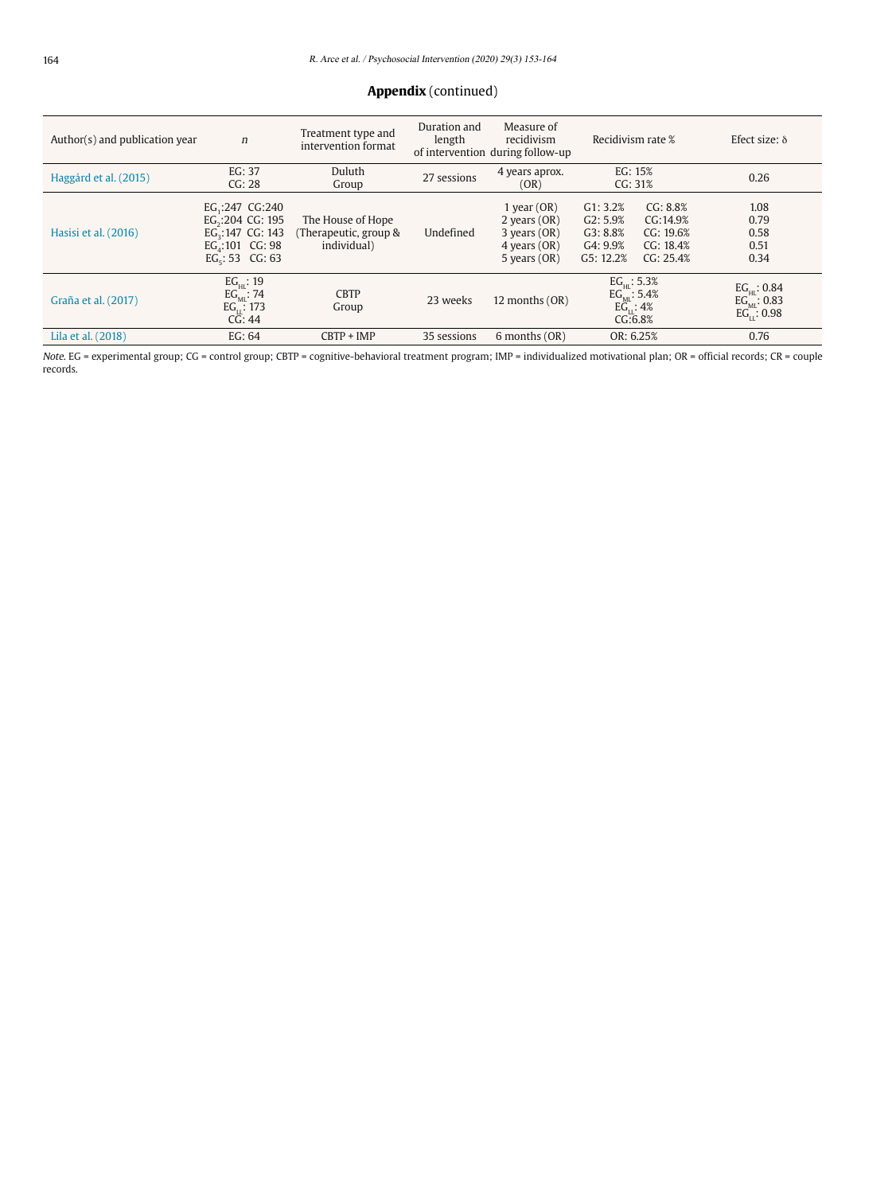**Appendix** (continued)

| Author(s) and publication year | $n$ | Treatment type and intervention format | Duration and length of intervention | Measure of recidivism during follow-up | Recidivism rate % | Efect size: δ |
|---|---|---|---|---|---|---|
| Haggård et al. (2015) | EG: 37<br>CG: 28 | Duluth<br>Group | 27 sessions | 4 years aprox.<br>(OR) | EG: 15%<br>CG: 31% | 0.26 |
| Hasisi et al. (2016) | $EG_1$:247 CG:240<br>$EG_2$:204 CG: 195<br>$EG_3$:147 CG: 143<br>$EG_4$:101 CG: 98<br>$EG_5$: 53 CG: 63 | The House of Hope<br>(Therapeutic, group & individual) | Undefined | 1 year (OR)<br>2 years (OR)<br>3 years (OR)<br>4 years (OR)<br>5 years (OR) | G1: 3.2% CG: 8.8%<br>G2: 5.9% CG:14.9%<br>G3: 8.8% CG: 19.6%<br>G4: 9.9% CG: 18.4%<br>G5: 12.2% CG: 25.4% | 1.08<br>0.79<br>0.58<br>0.51<br>0.34 |
| Graña et al. (2017) | $EG_{HL}$: 19<br>$EG_{ML}$: 74<br>$EG_{LL}$: 173<br>CG: 44 | CBTP<br>Group | 23 weeks | 12 months (OR) | $EG_{HL}$: 5.3%<br>$EG_{ML}$: 5.4%<br>$EG_{LL}$: 4%<br>CG:6.8% | $EG_{HL}$: 0.84<br>$EG_{ML}$: 0.83<br>$EG_{LL}$: 0.98 |
| Lila et al. (2018) | EG: 64 | CBTP + IMP | 35 sessions | 6 months (OR) | OR: 6.25% | 0.76 |

*Note*. EG = experimental group; CG = control group; CBTP = cognitive-behavioral treatment program; IMP = individualized motivational plan; OR = official records; CR = couple records.